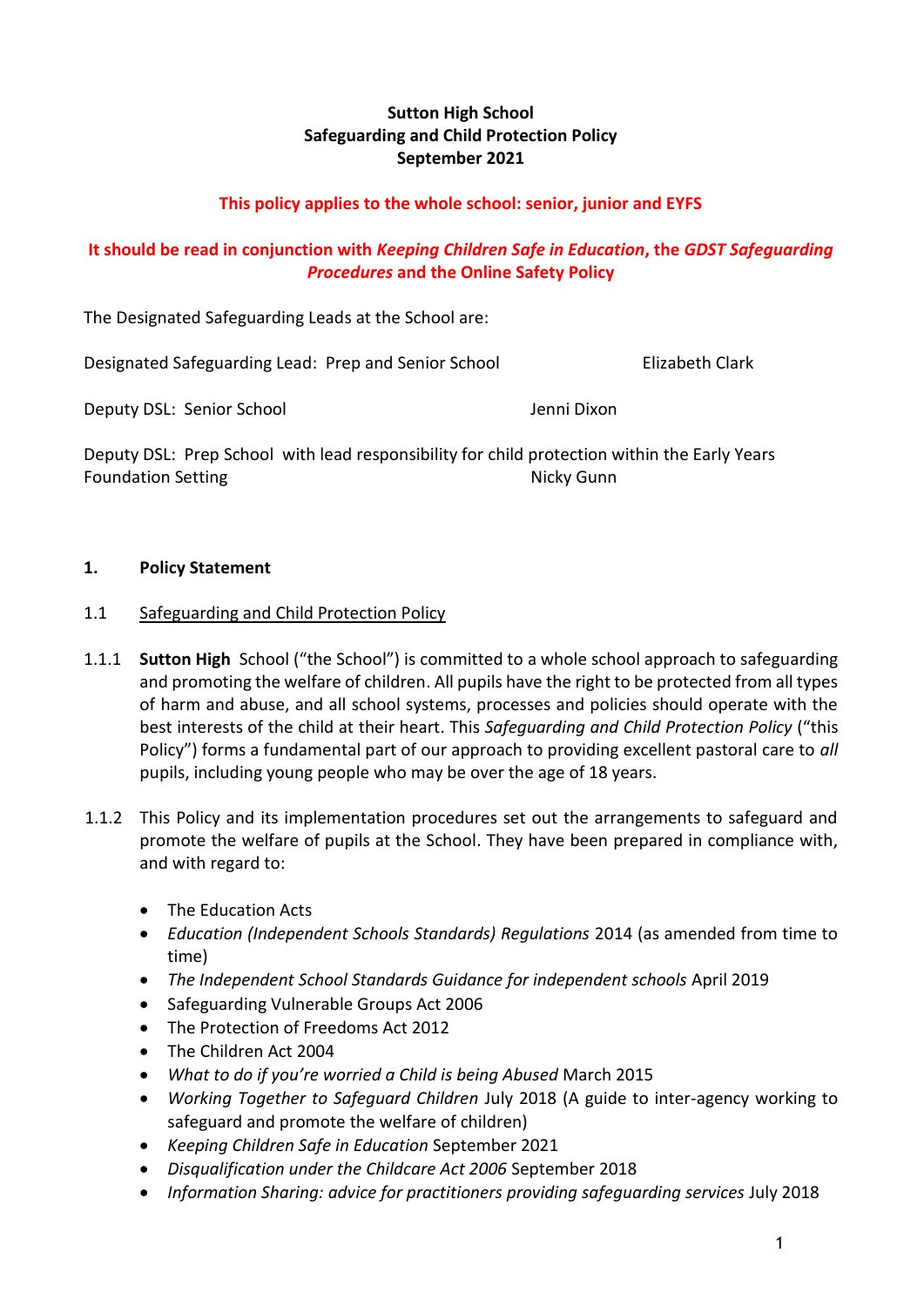**Sutton High School**
**Safeguarding and Child Protection Policy**
**September 2021**

**This policy applies to the whole school: senior, junior and EYFS**

**It should be read in conjunction with *Keeping Children Safe in Education*, the *GDST Safeguarding Procedures* and the Online Safety Policy**

The Designated Safeguarding Leads at the School are:

Designated Safeguarding Lead: Prep and Senior School — Elizabeth Clark

Deputy DSL: Senior School — Jenni Dixon

Deputy DSL: Prep School with lead responsibility for child protection within the Early Years Foundation Setting — Nicky Gunn

## 1. Policy Statement

### 1.1 Safeguarding and Child Protection Policy

1.1.1 **Sutton High** School ("the School") is committed to a whole school approach to safeguarding and promoting the welfare of children. All pupils have the right to be protected from all types of harm and abuse, and all school systems, processes and policies should operate with the best interests of the child at their heart. This *Safeguarding and Child Protection Policy* ("this Policy") forms a fundamental part of our approach to providing excellent pastoral care to *all* pupils, including young people who may be over the age of 18 years.

1.1.2 This Policy and its implementation procedures set out the arrangements to safeguard and promote the welfare of pupils at the School. They have been prepared in compliance with, and with regard to:

- The Education Acts
- *Education (Independent Schools Standards) Regulations* 2014 (as amended from time to time)
- *The Independent School Standards Guidance for independent schools* April 2019
- Safeguarding Vulnerable Groups Act 2006
- The Protection of Freedoms Act 2012
- The Children Act 2004
- *What to do if you're worried a Child is being Abused* March 2015
- *Working Together to Safeguard Children* July 2018 (A guide to inter-agency working to safeguard and promote the welfare of children)
- *Keeping Children Safe in Education* September 2021
- *Disqualification under the Childcare Act 2006* September 2018
- *Information Sharing: advice for practitioners providing safeguarding services* July 2018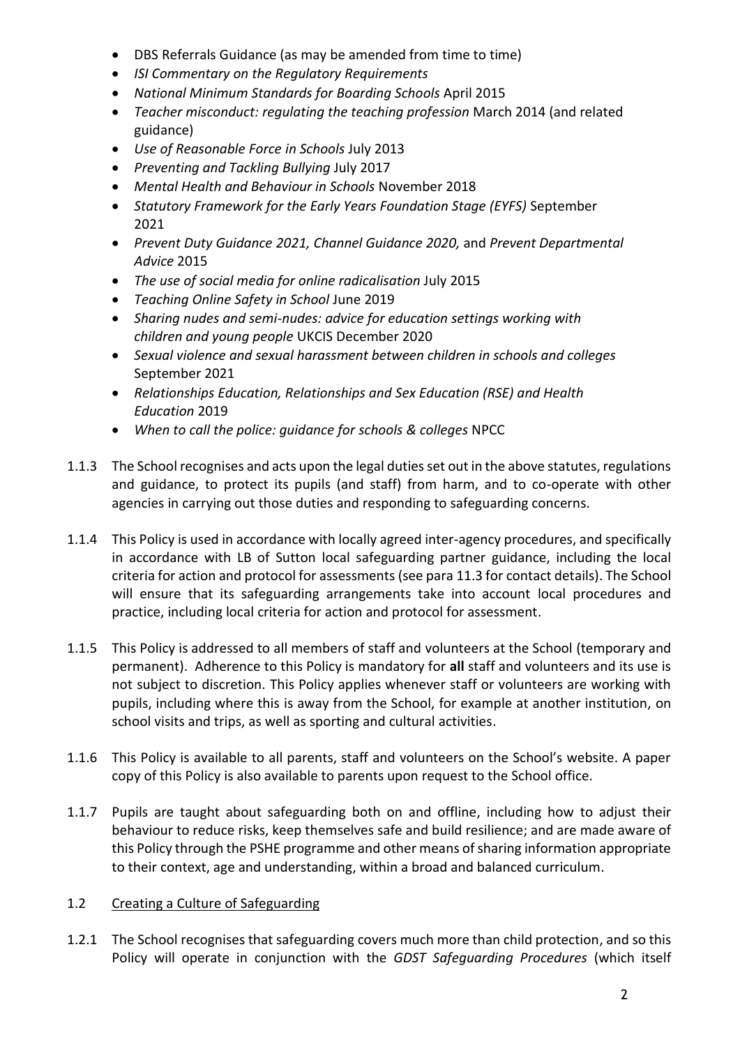- DBS Referrals Guidance (as may be amended from time to time)
- *ISI Commentary on the Regulatory Requirements*
- *National Minimum Standards for Boarding Schools* April 2015
- *Teacher misconduct: regulating the teaching profession* March 2014 (and related guidance)
- *Use of Reasonable Force in Schools* July 2013
- *Preventing and Tackling Bullying* July 2017
- *Mental Health and Behaviour in Schools* November 2018
- *Statutory Framework for the Early Years Foundation Stage (EYFS)* September 2021
- *Prevent Duty Guidance 2021, Channel Guidance 2020,* and *Prevent Departmental Advice* 2015
- *The use of social media for online radicalisation* July 2015
- *Teaching Online Safety in School* June 2019
- *Sharing nudes and semi-nudes: advice for education settings working with children and young people* UKCIS December 2020
- *Sexual violence and sexual harassment between children in schools and colleges* September 2021
- *Relationships Education, Relationships and Sex Education (RSE) and Health Education* 2019
- *When to call the police: guidance for schools & colleges* NPCC

1.1.3 The School recognises and acts upon the legal duties set out in the above statutes, regulations and guidance, to protect its pupils (and staff) from harm, and to co-operate with other agencies in carrying out those duties and responding to safeguarding concerns.

1.1.4 This Policy is used in accordance with locally agreed inter-agency procedures, and specifically in accordance with LB of Sutton local safeguarding partner guidance, including the local criteria for action and protocol for assessments (see para 11.3 for contact details). The School will ensure that its safeguarding arrangements take into account local procedures and practice, including local criteria for action and protocol for assessment.

1.1.5 This Policy is addressed to all members of staff and volunteers at the School (temporary and permanent). Adherence to this Policy is mandatory for **all** staff and volunteers and its use is not subject to discretion. This Policy applies whenever staff or volunteers are working with pupils, including where this is away from the School, for example at another institution, on school visits and trips, as well as sporting and cultural activities.

1.1.6 This Policy is available to all parents, staff and volunteers on the School's website. A paper copy of this Policy is also available to parents upon request to the School office.

1.1.7 Pupils are taught about safeguarding both on and offline, including how to adjust their behaviour to reduce risks, keep themselves safe and build resilience; and are made aware of this Policy through the PSHE programme and other means of sharing information appropriate to their context, age and understanding, within a broad and balanced curriculum.

1.2 Creating a Culture of Safeguarding

1.2.1 The School recognises that safeguarding covers much more than child protection, and so this Policy will operate in conjunction with the *GDST Safeguarding Procedures* (which itself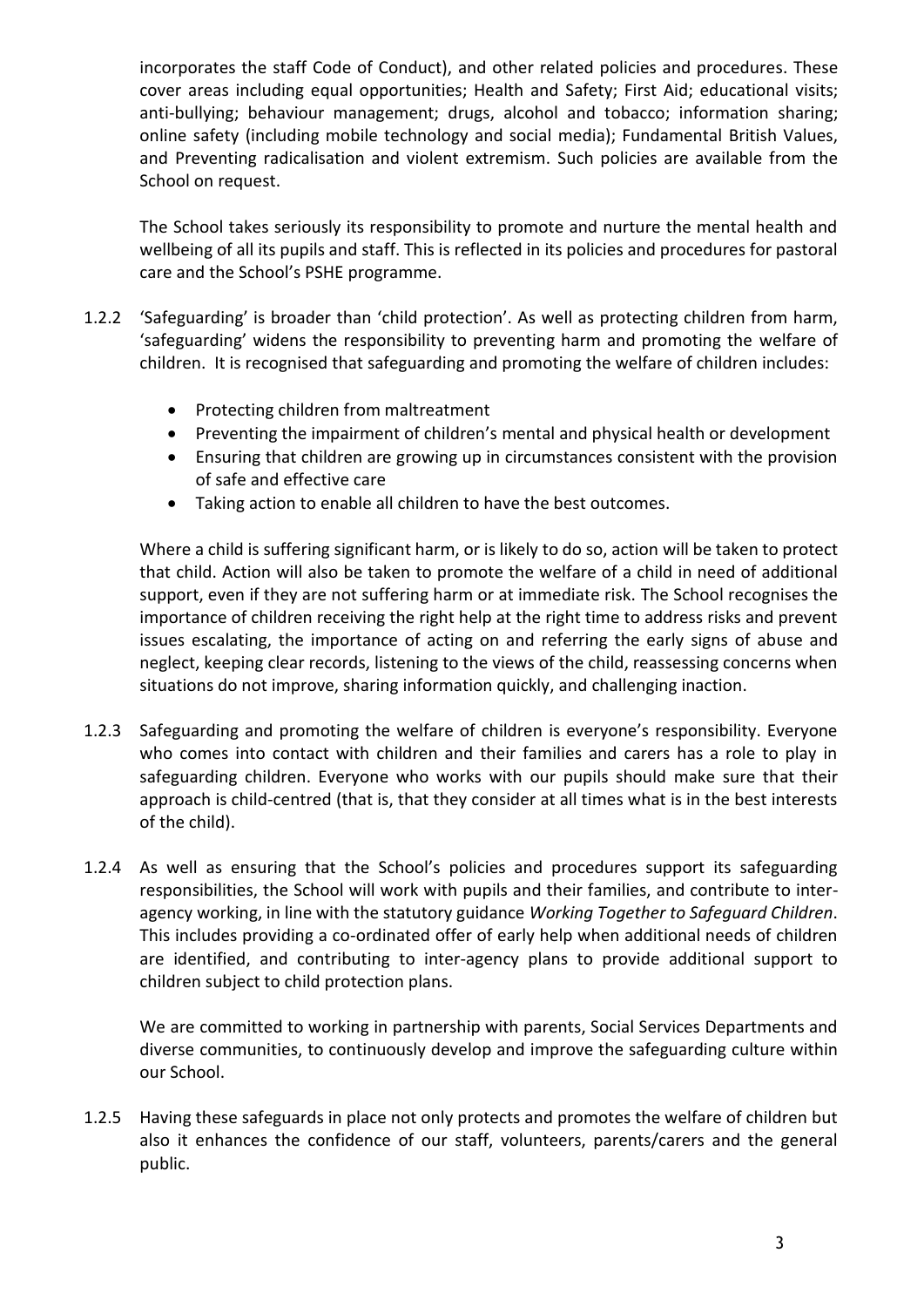incorporates the staff Code of Conduct), and other related policies and procedures. These cover areas including equal opportunities; Health and Safety; First Aid; educational visits; anti-bullying; behaviour management; drugs, alcohol and tobacco; information sharing; online safety (including mobile technology and social media); Fundamental British Values, and Preventing radicalisation and violent extremism. Such policies are available from the School on request.

The School takes seriously its responsibility to promote and nurture the mental health and wellbeing of all its pupils and staff. This is reflected in its policies and procedures for pastoral care and the School's PSHE programme.

1.2.2 'Safeguarding' is broader than 'child protection'. As well as protecting children from harm, 'safeguarding' widens the responsibility to preventing harm and promoting the welfare of children. It is recognised that safeguarding and promoting the welfare of children includes:

- Protecting children from maltreatment
- Preventing the impairment of children's mental and physical health or development
- Ensuring that children are growing up in circumstances consistent with the provision of safe and effective care
- Taking action to enable all children to have the best outcomes.

Where a child is suffering significant harm, or is likely to do so, action will be taken to protect that child. Action will also be taken to promote the welfare of a child in need of additional support, even if they are not suffering harm or at immediate risk. The School recognises the importance of children receiving the right help at the right time to address risks and prevent issues escalating, the importance of acting on and referring the early signs of abuse and neglect, keeping clear records, listening to the views of the child, reassessing concerns when situations do not improve, sharing information quickly, and challenging inaction.

1.2.3 Safeguarding and promoting the welfare of children is everyone's responsibility. Everyone who comes into contact with children and their families and carers has a role to play in safeguarding children. Everyone who works with our pupils should make sure that their approach is child-centred (that is, that they consider at all times what is in the best interests of the child).

1.2.4 As well as ensuring that the School's policies and procedures support its safeguarding responsibilities, the School will work with pupils and their families, and contribute to inter-agency working, in line with the statutory guidance *Working Together to Safeguard Children*. This includes providing a co-ordinated offer of early help when additional needs of children are identified, and contributing to inter-agency plans to provide additional support to children subject to child protection plans.

We are committed to working in partnership with parents, Social Services Departments and diverse communities, to continuously develop and improve the safeguarding culture within our School.

1.2.5 Having these safeguards in place not only protects and promotes the welfare of children but also it enhances the confidence of our staff, volunteers, parents/carers and the general public.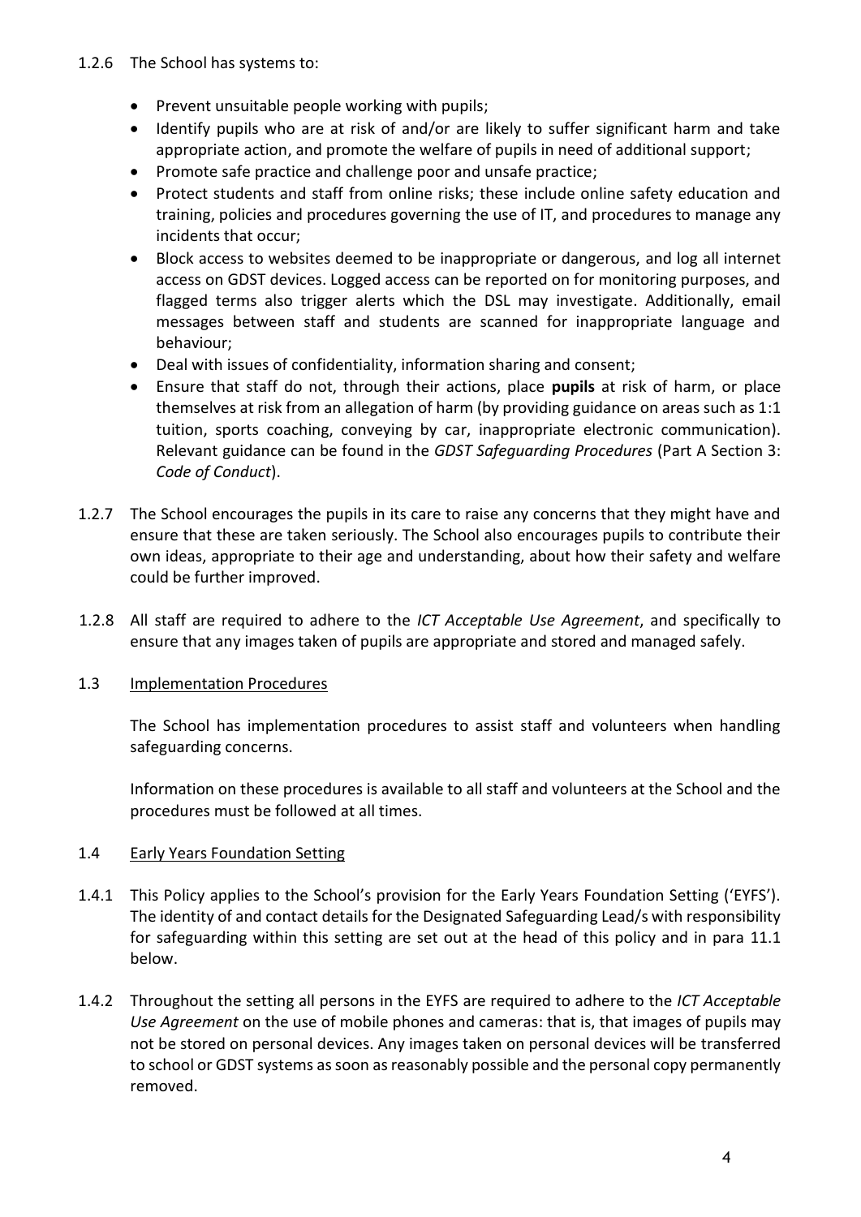1.2.6 The School has systems to:

- Prevent unsuitable people working with pupils;
- Identify pupils who are at risk of and/or are likely to suffer significant harm and take appropriate action, and promote the welfare of pupils in need of additional support;
- Promote safe practice and challenge poor and unsafe practice;
- Protect students and staff from online risks; these include online safety education and training, policies and procedures governing the use of IT, and procedures to manage any incidents that occur;
- Block access to websites deemed to be inappropriate or dangerous, and log all internet access on GDST devices. Logged access can be reported on for monitoring purposes, and flagged terms also trigger alerts which the DSL may investigate. Additionally, email messages between staff and students are scanned for inappropriate language and behaviour;
- Deal with issues of confidentiality, information sharing and consent;
- Ensure that staff do not, through their actions, place **pupils** at risk of harm, or place themselves at risk from an allegation of harm (by providing guidance on areas such as 1:1 tuition, sports coaching, conveying by car, inappropriate electronic communication). Relevant guidance can be found in the *GDST Safeguarding Procedures* (Part A Section 3: *Code of Conduct*).

1.2.7 The School encourages the pupils in its care to raise any concerns that they might have and ensure that these are taken seriously. The School also encourages pupils to contribute their own ideas, appropriate to their age and understanding, about how their safety and welfare could be further improved.

1.2.8 All staff are required to adhere to the *ICT Acceptable Use Agreement*, and specifically to ensure that any images taken of pupils are appropriate and stored and managed safely.

## 1.3 Implementation Procedures

The School has implementation procedures to assist staff and volunteers when handling safeguarding concerns.

Information on these procedures is available to all staff and volunteers at the School and the procedures must be followed at all times.

## 1.4 Early Years Foundation Setting

1.4.1 This Policy applies to the School's provision for the Early Years Foundation Setting ('EYFS'). The identity of and contact details for the Designated Safeguarding Lead/s with responsibility for safeguarding within this setting are set out at the head of this policy and in para 11.1 below.

1.4.2 Throughout the setting all persons in the EYFS are required to adhere to the *ICT Acceptable Use Agreement* on the use of mobile phones and cameras: that is, that images of pupils may not be stored on personal devices. Any images taken on personal devices will be transferred to school or GDST systems as soon as reasonably possible and the personal copy permanently removed.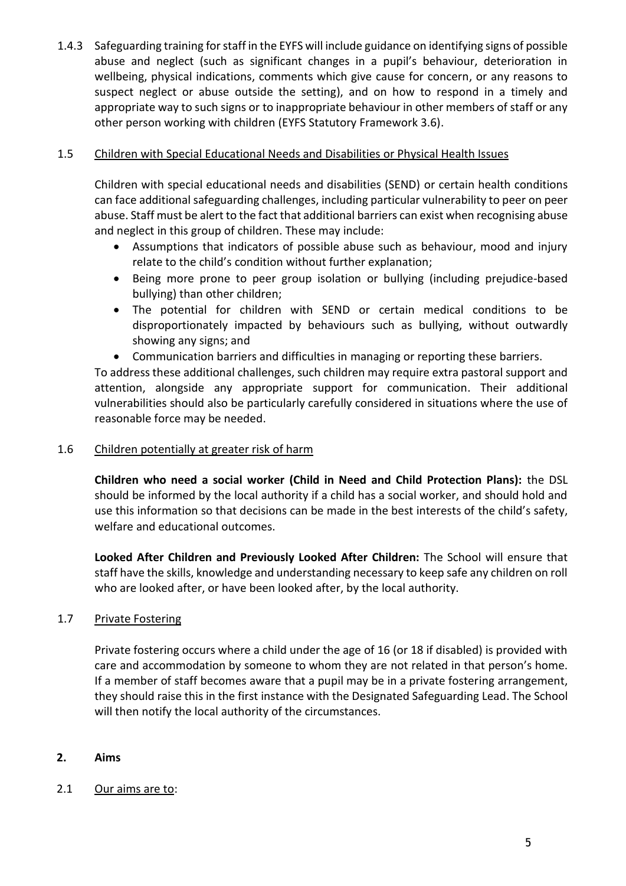1.4.3 Safeguarding training for staff in the EYFS will include guidance on identifying signs of possible abuse and neglect (such as significant changes in a pupil's behaviour, deterioration in wellbeing, physical indications, comments which give cause for concern, or any reasons to suspect neglect or abuse outside the setting), and on how to respond in a timely and appropriate way to such signs or to inappropriate behaviour in other members of staff or any other person working with children (EYFS Statutory Framework 3.6).

1.5 Children with Special Educational Needs and Disabilities or Physical Health Issues

Children with special educational needs and disabilities (SEND) or certain health conditions can face additional safeguarding challenges, including particular vulnerability to peer on peer abuse. Staff must be alert to the fact that additional barriers can exist when recognising abuse and neglect in this group of children. These may include:

- Assumptions that indicators of possible abuse such as behaviour, mood and injury relate to the child's condition without further explanation;
- Being more prone to peer group isolation or bullying (including prejudice-based bullying) than other children;
- The potential for children with SEND or certain medical conditions to be disproportionately impacted by behaviours such as bullying, without outwardly showing any signs; and
- Communication barriers and difficulties in managing or reporting these barriers.

To address these additional challenges, such children may require extra pastoral support and attention, alongside any appropriate support for communication. Their additional vulnerabilities should also be particularly carefully considered in situations where the use of reasonable force may be needed.

1.6 Children potentially at greater risk of harm

**Children who need a social worker (Child in Need and Child Protection Plans):** the DSL should be informed by the local authority if a child has a social worker, and should hold and use this information so that decisions can be made in the best interests of the child's safety, welfare and educational outcomes.

**Looked After Children and Previously Looked After Children:** The School will ensure that staff have the skills, knowledge and understanding necessary to keep safe any children on roll who are looked after, or have been looked after, by the local authority.

1.7 Private Fostering

Private fostering occurs where a child under the age of 16 (or 18 if disabled) is provided with care and accommodation by someone to whom they are not related in that person's home. If a member of staff becomes aware that a pupil may be in a private fostering arrangement, they should raise this in the first instance with the Designated Safeguarding Lead. The School will then notify the local authority of the circumstances.

## 2. Aims

2.1 Our aims are to: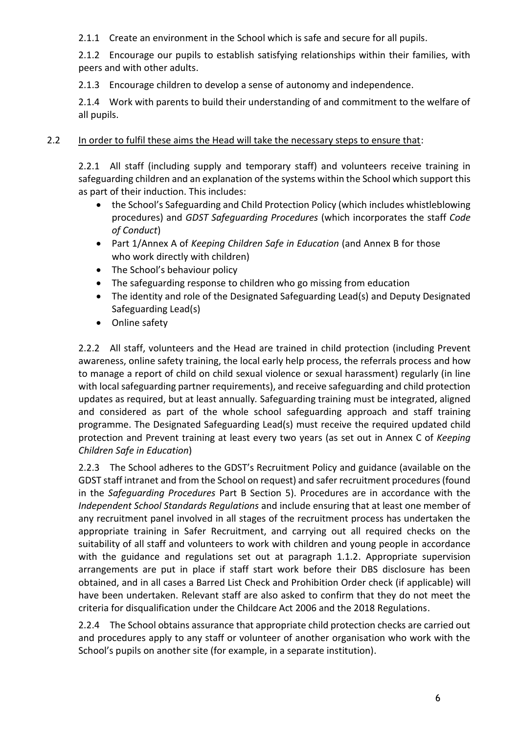2.1.1 Create an environment in the School which is safe and secure for all pupils.

2.1.2 Encourage our pupils to establish satisfying relationships within their families, with peers and with other adults.

2.1.3 Encourage children to develop a sense of autonomy and independence.

2.1.4 Work with parents to build their understanding of and commitment to the welfare of all pupils.

2.2 <u>In order to fulfil these aims the Head will take the necessary steps to ensure that</u>:

2.2.1 All staff (including supply and temporary staff) and volunteers receive training in safeguarding children and an explanation of the systems within the School which support this as part of their induction. This includes:

- the School's Safeguarding and Child Protection Policy (which includes whistleblowing procedures) and *GDST Safeguarding Procedures* (which incorporates the staff *Code of Conduct*)
- Part 1/Annex A of *Keeping Children Safe in Education* (and Annex B for those who work directly with children)
- The School's behaviour policy
- The safeguarding response to children who go missing from education
- The identity and role of the Designated Safeguarding Lead(s) and Deputy Designated Safeguarding Lead(s)
- Online safety

2.2.2 All staff, volunteers and the Head are trained in child protection (including Prevent awareness, online safety training, the local early help process, the referrals process and how to manage a report of child on child sexual violence or sexual harassment) regularly (in line with local safeguarding partner requirements), and receive safeguarding and child protection updates as required, but at least annually. Safeguarding training must be integrated, aligned and considered as part of the whole school safeguarding approach and staff training programme. The Designated Safeguarding Lead(s) must receive the required updated child protection and Prevent training at least every two years (as set out in Annex C of *Keeping Children Safe in Education*)

2.2.3 The School adheres to the GDST's Recruitment Policy and guidance (available on the GDST staff intranet and from the School on request) and safer recruitment procedures (found in the *Safeguarding Procedures* Part B Section 5). Procedures are in accordance with the *Independent School Standards Regulations* and include ensuring that at least one member of any recruitment panel involved in all stages of the recruitment process has undertaken the appropriate training in Safer Recruitment, and carrying out all required checks on the suitability of all staff and volunteers to work with children and young people in accordance with the guidance and regulations set out at paragraph 1.1.2. Appropriate supervision arrangements are put in place if staff start work before their DBS disclosure has been obtained, and in all cases a Barred List Check and Prohibition Order check (if applicable) will have been undertaken. Relevant staff are also asked to confirm that they do not meet the criteria for disqualification under the Childcare Act 2006 and the 2018 Regulations.

2.2.4 The School obtains assurance that appropriate child protection checks are carried out and procedures apply to any staff or volunteer of another organisation who work with the School's pupils on another site (for example, in a separate institution).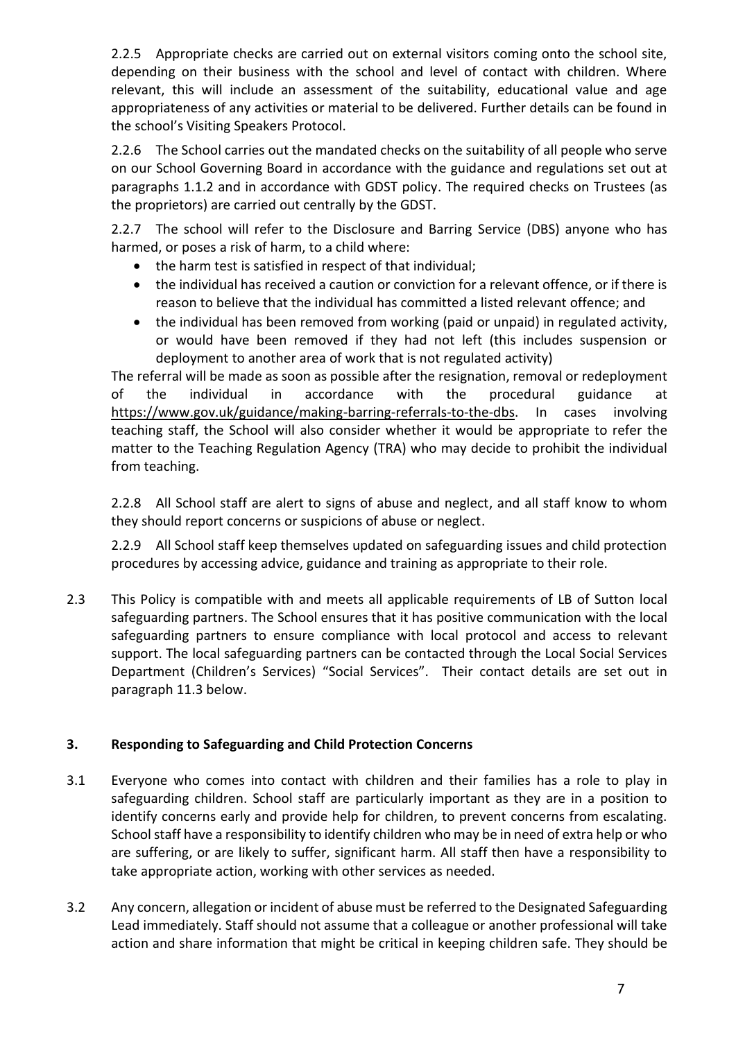2.2.5 Appropriate checks are carried out on external visitors coming onto the school site, depending on their business with the school and level of contact with children. Where relevant, this will include an assessment of the suitability, educational value and age appropriateness of any activities or material to be delivered. Further details can be found in the school's Visiting Speakers Protocol.

2.2.6 The School carries out the mandated checks on the suitability of all people who serve on our School Governing Board in accordance with the guidance and regulations set out at paragraphs 1.1.2 and in accordance with GDST policy. The required checks on Trustees (as the proprietors) are carried out centrally by the GDST.

2.2.7 The school will refer to the Disclosure and Barring Service (DBS) anyone who has harmed, or poses a risk of harm, to a child where:

- the harm test is satisfied in respect of that individual;
- the individual has received a caution or conviction for a relevant offence, or if there is reason to believe that the individual has committed a listed relevant offence; and
- the individual has been removed from working (paid or unpaid) in regulated activity, or would have been removed if they had not left (this includes suspension or deployment to another area of work that is not regulated activity)

The referral will be made as soon as possible after the resignation, removal or redeployment of the individual in accordance with the procedural guidance at https://www.gov.uk/guidance/making-barring-referrals-to-the-dbs. In cases involving teaching staff, the School will also consider whether it would be appropriate to refer the matter to the Teaching Regulation Agency (TRA) who may decide to prohibit the individual from teaching.

2.2.8 All School staff are alert to signs of abuse and neglect, and all staff know to whom they should report concerns or suspicions of abuse or neglect.

2.2.9 All School staff keep themselves updated on safeguarding issues and child protection procedures by accessing advice, guidance and training as appropriate to their role.

2.3 This Policy is compatible with and meets all applicable requirements of LB of Sutton local safeguarding partners. The School ensures that it has positive communication with the local safeguarding partners to ensure compliance with local protocol and access to relevant support. The local safeguarding partners can be contacted through the Local Social Services Department (Children's Services) "Social Services". Their contact details are set out in paragraph 11.3 below.

## 3. Responding to Safeguarding and Child Protection Concerns

3.1 Everyone who comes into contact with children and their families has a role to play in safeguarding children. School staff are particularly important as they are in a position to identify concerns early and provide help for children, to prevent concerns from escalating. School staff have a responsibility to identify children who may be in need of extra help or who are suffering, or are likely to suffer, significant harm. All staff then have a responsibility to take appropriate action, working with other services as needed.

3.2 Any concern, allegation or incident of abuse must be referred to the Designated Safeguarding Lead immediately. Staff should not assume that a colleague or another professional will take action and share information that might be critical in keeping children safe. They should be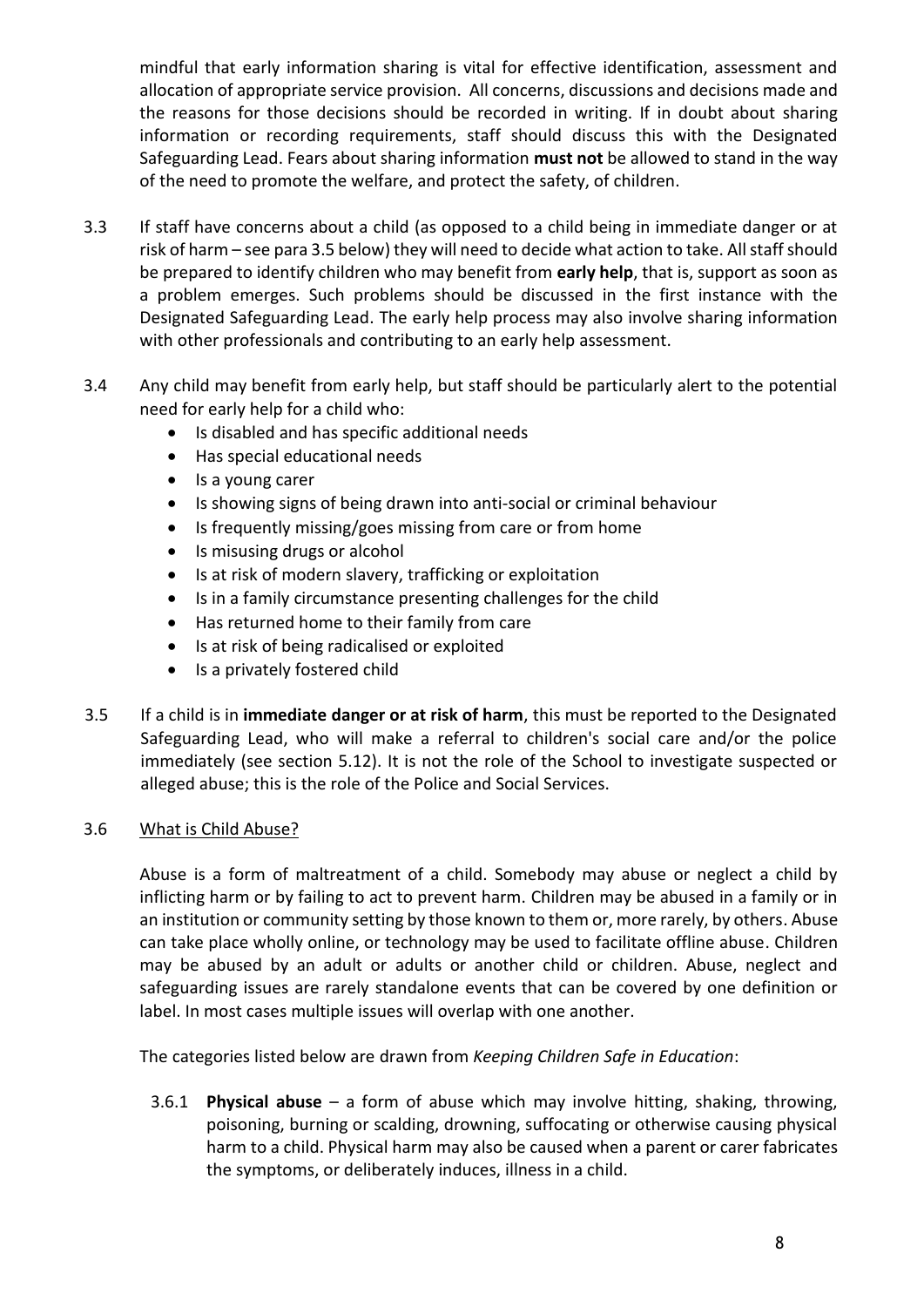mindful that early information sharing is vital for effective identification, assessment and allocation of appropriate service provision. All concerns, discussions and decisions made and the reasons for those decisions should be recorded in writing. If in doubt about sharing information or recording requirements, staff should discuss this with the Designated Safeguarding Lead. Fears about sharing information **must not** be allowed to stand in the way of the need to promote the welfare, and protect the safety, of children.

3.3 If staff have concerns about a child (as opposed to a child being in immediate danger or at risk of harm – see para 3.5 below) they will need to decide what action to take. All staff should be prepared to identify children who may benefit from **early help**, that is, support as soon as a problem emerges. Such problems should be discussed in the first instance with the Designated Safeguarding Lead. The early help process may also involve sharing information with other professionals and contributing to an early help assessment.

3.4 Any child may benefit from early help, but staff should be particularly alert to the potential need for early help for a child who:

- Is disabled and has specific additional needs
- Has special educational needs
- Is a young carer
- Is showing signs of being drawn into anti-social or criminal behaviour
- Is frequently missing/goes missing from care or from home
- Is misusing drugs or alcohol
- Is at risk of modern slavery, trafficking or exploitation
- Is in a family circumstance presenting challenges for the child
- Has returned home to their family from care
- Is at risk of being radicalised or exploited
- Is a privately fostered child

3.5 If a child is in **immediate danger or at risk of harm**, this must be reported to the Designated Safeguarding Lead, who will make a referral to children's social care and/or the police immediately (see section 5.12). It is not the role of the School to investigate suspected or alleged abuse; this is the role of the Police and Social Services.

3.6 <u>What is Child Abuse?</u>

Abuse is a form of maltreatment of a child. Somebody may abuse or neglect a child by inflicting harm or by failing to act to prevent harm. Children may be abused in a family or in an institution or community setting by those known to them or, more rarely, by others. Abuse can take place wholly online, or technology may be used to facilitate offline abuse. Children may be abused by an adult or adults or another child or children. Abuse, neglect and safeguarding issues are rarely standalone events that can be covered by one definition or label. In most cases multiple issues will overlap with one another.

The categories listed below are drawn from *Keeping Children Safe in Education*:

3.6.1 **Physical abuse** – a form of abuse which may involve hitting, shaking, throwing, poisoning, burning or scalding, drowning, suffocating or otherwise causing physical harm to a child. Physical harm may also be caused when a parent or carer fabricates the symptoms, or deliberately induces, illness in a child.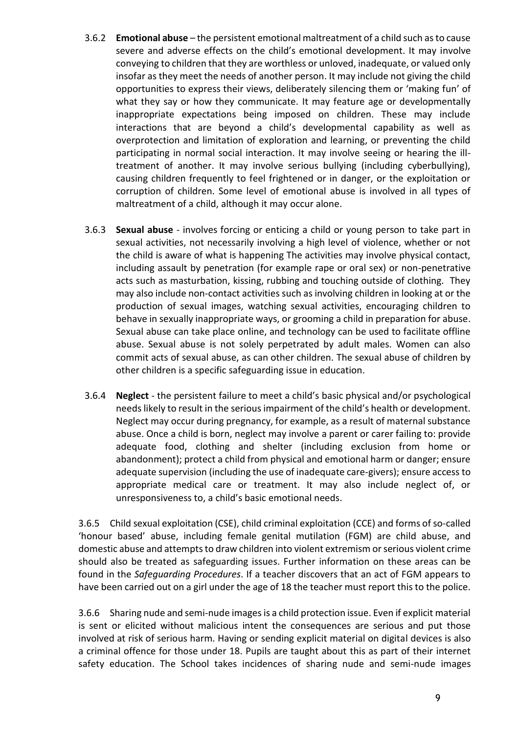3.6.2 **Emotional abuse** – the persistent emotional maltreatment of a child such as to cause severe and adverse effects on the child's emotional development. It may involve conveying to children that they are worthless or unloved, inadequate, or valued only insofar as they meet the needs of another person. It may include not giving the child opportunities to express their views, deliberately silencing them or 'making fun' of what they say or how they communicate. It may feature age or developmentally inappropriate expectations being imposed on children. These may include interactions that are beyond a child's developmental capability as well as overprotection and limitation of exploration and learning, or preventing the child participating in normal social interaction. It may involve seeing or hearing the ill-treatment of another. It may involve serious bullying (including cyberbullying), causing children frequently to feel frightened or in danger, or the exploitation or corruption of children. Some level of emotional abuse is involved in all types of maltreatment of a child, although it may occur alone.

3.6.3 **Sexual abuse** - involves forcing or enticing a child or young person to take part in sexual activities, not necessarily involving a high level of violence, whether or not the child is aware of what is happening The activities may involve physical contact, including assault by penetration (for example rape or oral sex) or non-penetrative acts such as masturbation, kissing, rubbing and touching outside of clothing. They may also include non-contact activities such as involving children in looking at or the production of sexual images, watching sexual activities, encouraging children to behave in sexually inappropriate ways, or grooming a child in preparation for abuse. Sexual abuse can take place online, and technology can be used to facilitate offline abuse. Sexual abuse is not solely perpetrated by adult males. Women can also commit acts of sexual abuse, as can other children. The sexual abuse of children by other children is a specific safeguarding issue in education.

3.6.4 **Neglect** - the persistent failure to meet a child's basic physical and/or psychological needs likely to result in the serious impairment of the child's health or development. Neglect may occur during pregnancy, for example, as a result of maternal substance abuse. Once a child is born, neglect may involve a parent or carer failing to: provide adequate food, clothing and shelter (including exclusion from home or abandonment); protect a child from physical and emotional harm or danger; ensure adequate supervision (including the use of inadequate care-givers); ensure access to appropriate medical care or treatment. It may also include neglect of, or unresponsiveness to, a child's basic emotional needs.

3.6.5 Child sexual exploitation (CSE), child criminal exploitation (CCE) and forms of so-called 'honour based' abuse, including female genital mutilation (FGM) are child abuse, and domestic abuse and attempts to draw children into violent extremism or serious violent crime should also be treated as safeguarding issues. Further information on these areas can be found in the *Safeguarding Procedures*. If a teacher discovers that an act of FGM appears to have been carried out on a girl under the age of 18 the teacher must report this to the police.

3.6.6 Sharing nude and semi-nude images is a child protection issue. Even if explicit material is sent or elicited without malicious intent the consequences are serious and put those involved at risk of serious harm. Having or sending explicit material on digital devices is also a criminal offence for those under 18. Pupils are taught about this as part of their internet safety education. The School takes incidences of sharing nude and semi-nude images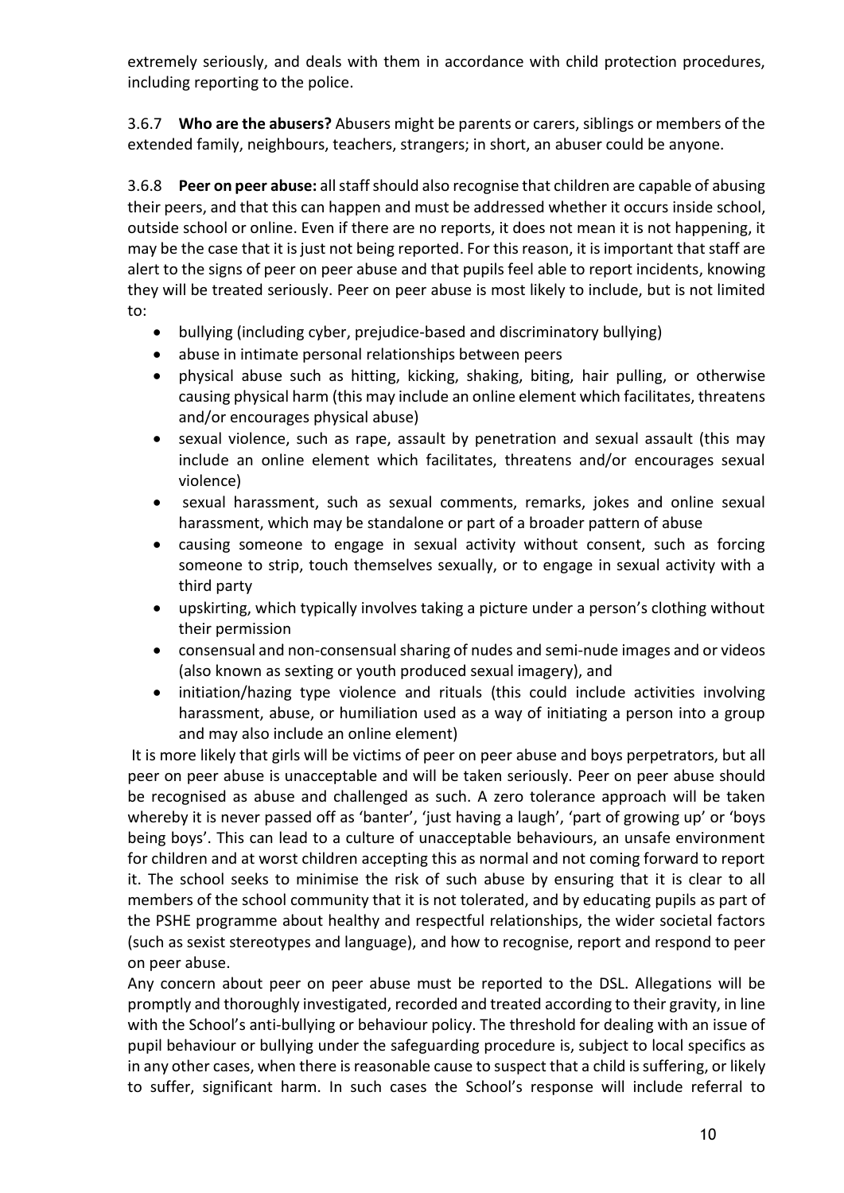extremely seriously, and deals with them in accordance with child protection procedures, including reporting to the police.

3.6.7 **Who are the abusers?** Abusers might be parents or carers, siblings or members of the extended family, neighbours, teachers, strangers; in short, an abuser could be anyone.

3.6.8 **Peer on peer abuse:** all staff should also recognise that children are capable of abusing their peers, and that this can happen and must be addressed whether it occurs inside school, outside school or online. Even if there are no reports, it does not mean it is not happening, it may be the case that it is just not being reported. For this reason, it is important that staff are alert to the signs of peer on peer abuse and that pupils feel able to report incidents, knowing they will be treated seriously. Peer on peer abuse is most likely to include, but is not limited to:

- bullying (including cyber, prejudice-based and discriminatory bullying)
- abuse in intimate personal relationships between peers
- physical abuse such as hitting, kicking, shaking, biting, hair pulling, or otherwise causing physical harm (this may include an online element which facilitates, threatens and/or encourages physical abuse)
- sexual violence, such as rape, assault by penetration and sexual assault (this may include an online element which facilitates, threatens and/or encourages sexual violence)
- sexual harassment, such as sexual comments, remarks, jokes and online sexual harassment, which may be standalone or part of a broader pattern of abuse
- causing someone to engage in sexual activity without consent, such as forcing someone to strip, touch themselves sexually, or to engage in sexual activity with a third party
- upskirting, which typically involves taking a picture under a person's clothing without their permission
- consensual and non-consensual sharing of nudes and semi-nude images and or videos (also known as sexting or youth produced sexual imagery), and
- initiation/hazing type violence and rituals (this could include activities involving harassment, abuse, or humiliation used as a way of initiating a person into a group and may also include an online element)

It is more likely that girls will be victims of peer on peer abuse and boys perpetrators, but all peer on peer abuse is unacceptable and will be taken seriously. Peer on peer abuse should be recognised as abuse and challenged as such. A zero tolerance approach will be taken whereby it is never passed off as 'banter', 'just having a laugh', 'part of growing up' or 'boys being boys'. This can lead to a culture of unacceptable behaviours, an unsafe environment for children and at worst children accepting this as normal and not coming forward to report it. The school seeks to minimise the risk of such abuse by ensuring that it is clear to all members of the school community that it is not tolerated, and by educating pupils as part of the PSHE programme about healthy and respectful relationships, the wider societal factors (such as sexist stereotypes and language), and how to recognise, report and respond to peer on peer abuse.

Any concern about peer on peer abuse must be reported to the DSL. Allegations will be promptly and thoroughly investigated, recorded and treated according to their gravity, in line with the School's anti-bullying or behaviour policy. The threshold for dealing with an issue of pupil behaviour or bullying under the safeguarding procedure is, subject to local specifics as in any other cases, when there is reasonable cause to suspect that a child is suffering, or likely to suffer, significant harm. In such cases the School's response will include referral to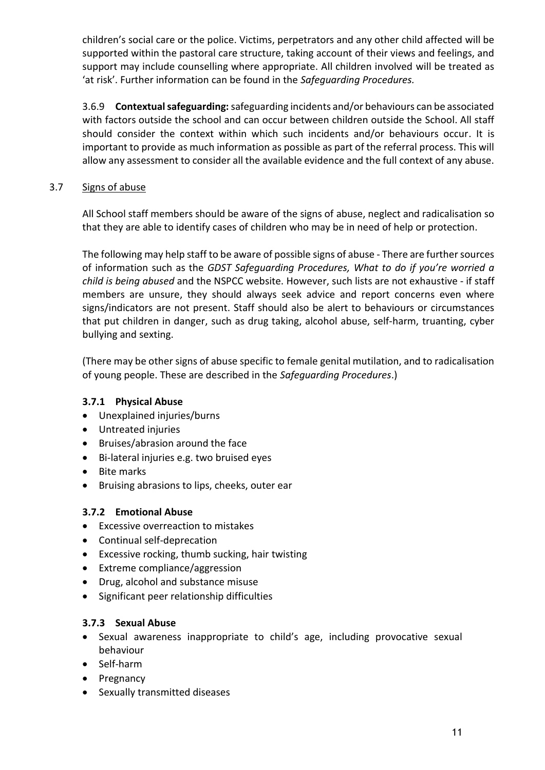children's social care or the police. Victims, perpetrators and any other child affected will be supported within the pastoral care structure, taking account of their views and feelings, and support may include counselling where appropriate. All children involved will be treated as 'at risk'. Further information can be found in the *Safeguarding Procedures.*

3.6.9 **Contextual safeguarding:** safeguarding incidents and/or behaviours can be associated with factors outside the school and can occur between children outside the School. All staff should consider the context within which such incidents and/or behaviours occur. It is important to provide as much information as possible as part of the referral process. This will allow any assessment to consider all the available evidence and the full context of any abuse.

## 3.7 Signs of abuse

All School staff members should be aware of the signs of abuse, neglect and radicalisation so that they are able to identify cases of children who may be in need of help or protection.

The following may help staff to be aware of possible signs of abuse - There are further sources of information such as the *GDST Safeguarding Procedures, What to do if you're worried a child is being abused* and the NSPCC website. However, such lists are not exhaustive - if staff members are unsure, they should always seek advice and report concerns even where signs/indicators are not present. Staff should also be alert to behaviours or circumstances that put children in danger, such as drug taking, alcohol abuse, self-harm, truanting, cyber bullying and sexting.

(There may be other signs of abuse specific to female genital mutilation, and to radicalisation of young people. These are described in the *Safeguarding Procedures*.)

### 3.7.1 Physical Abuse

- Unexplained injuries/burns
- Untreated injuries
- Bruises/abrasion around the face
- Bi-lateral injuries e.g. two bruised eyes
- Bite marks
- Bruising abrasions to lips, cheeks, outer ear

### 3.7.2 Emotional Abuse

- Excessive overreaction to mistakes
- Continual self-deprecation
- Excessive rocking, thumb sucking, hair twisting
- Extreme compliance/aggression
- Drug, alcohol and substance misuse
- Significant peer relationship difficulties

### 3.7.3 Sexual Abuse

- Sexual awareness inappropriate to child's age, including provocative sexual behaviour
- Self-harm
- Pregnancy
- Sexually transmitted diseases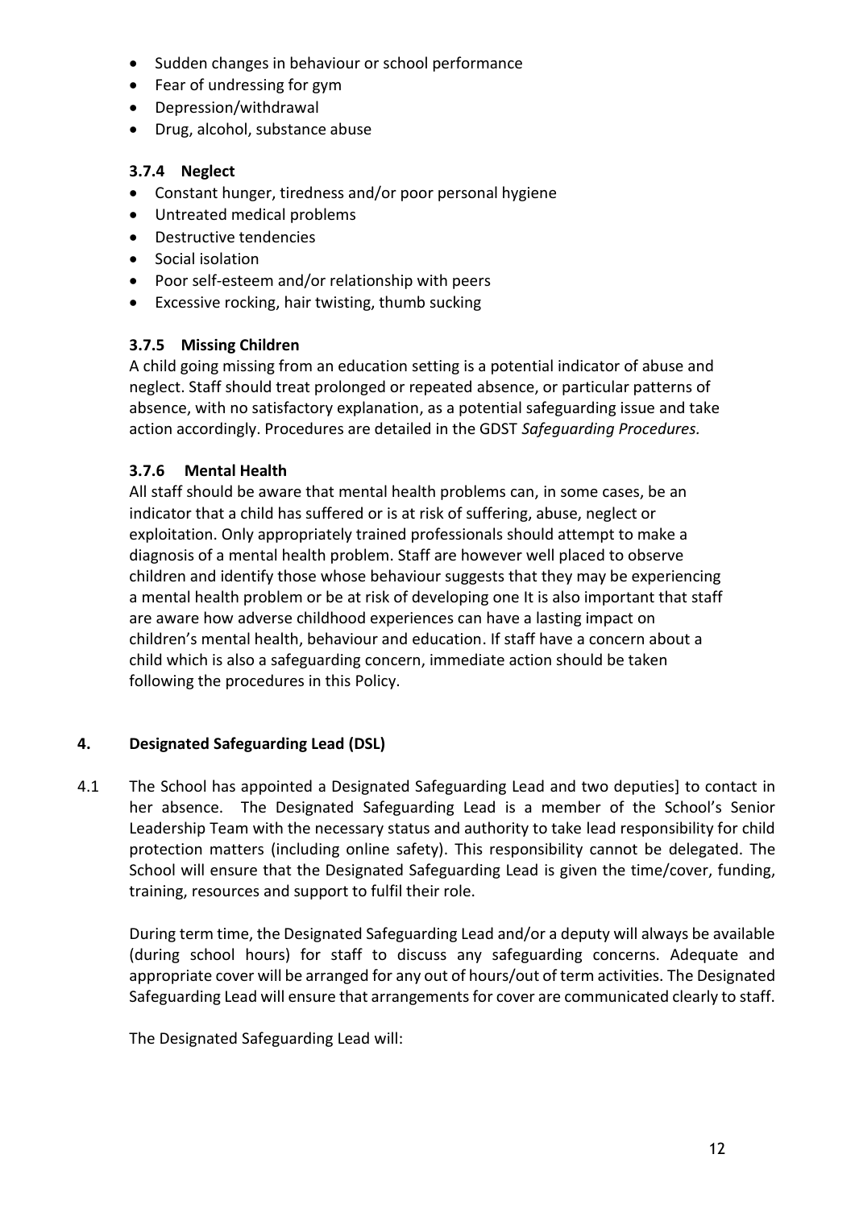- Sudden changes in behaviour or school performance
- Fear of undressing for gym
- Depression/withdrawal
- Drug, alcohol, substance abuse

### 3.7.4 Neglect

- Constant hunger, tiredness and/or poor personal hygiene
- Untreated medical problems
- Destructive tendencies
- Social isolation
- Poor self-esteem and/or relationship with peers
- Excessive rocking, hair twisting, thumb sucking

### 3.7.5 Missing Children

A child going missing from an education setting is a potential indicator of abuse and neglect. Staff should treat prolonged or repeated absence, or particular patterns of absence, with no satisfactory explanation, as a potential safeguarding issue and take action accordingly. Procedures are detailed in the GDST *Safeguarding Procedures.*

### 3.7.6 Mental Health

All staff should be aware that mental health problems can, in some cases, be an indicator that a child has suffered or is at risk of suffering, abuse, neglect or exploitation. Only appropriately trained professionals should attempt to make a diagnosis of a mental health problem. Staff are however well placed to observe children and identify those whose behaviour suggests that they may be experiencing a mental health problem or be at risk of developing one It is also important that staff are aware how adverse childhood experiences can have a lasting impact on children's mental health, behaviour and education. If staff have a concern about a child which is also a safeguarding concern, immediate action should be taken following the procedures in this Policy.

## 4. Designated Safeguarding Lead (DSL)

4.1 The School has appointed a Designated Safeguarding Lead and two deputies] to contact in her absence. The Designated Safeguarding Lead is a member of the School's Senior Leadership Team with the necessary status and authority to take lead responsibility for child protection matters (including online safety). This responsibility cannot be delegated. The School will ensure that the Designated Safeguarding Lead is given the time/cover, funding, training, resources and support to fulfil their role.

During term time, the Designated Safeguarding Lead and/or a deputy will always be available (during school hours) for staff to discuss any safeguarding concerns. Adequate and appropriate cover will be arranged for any out of hours/out of term activities. The Designated Safeguarding Lead will ensure that arrangements for cover are communicated clearly to staff.

The Designated Safeguarding Lead will: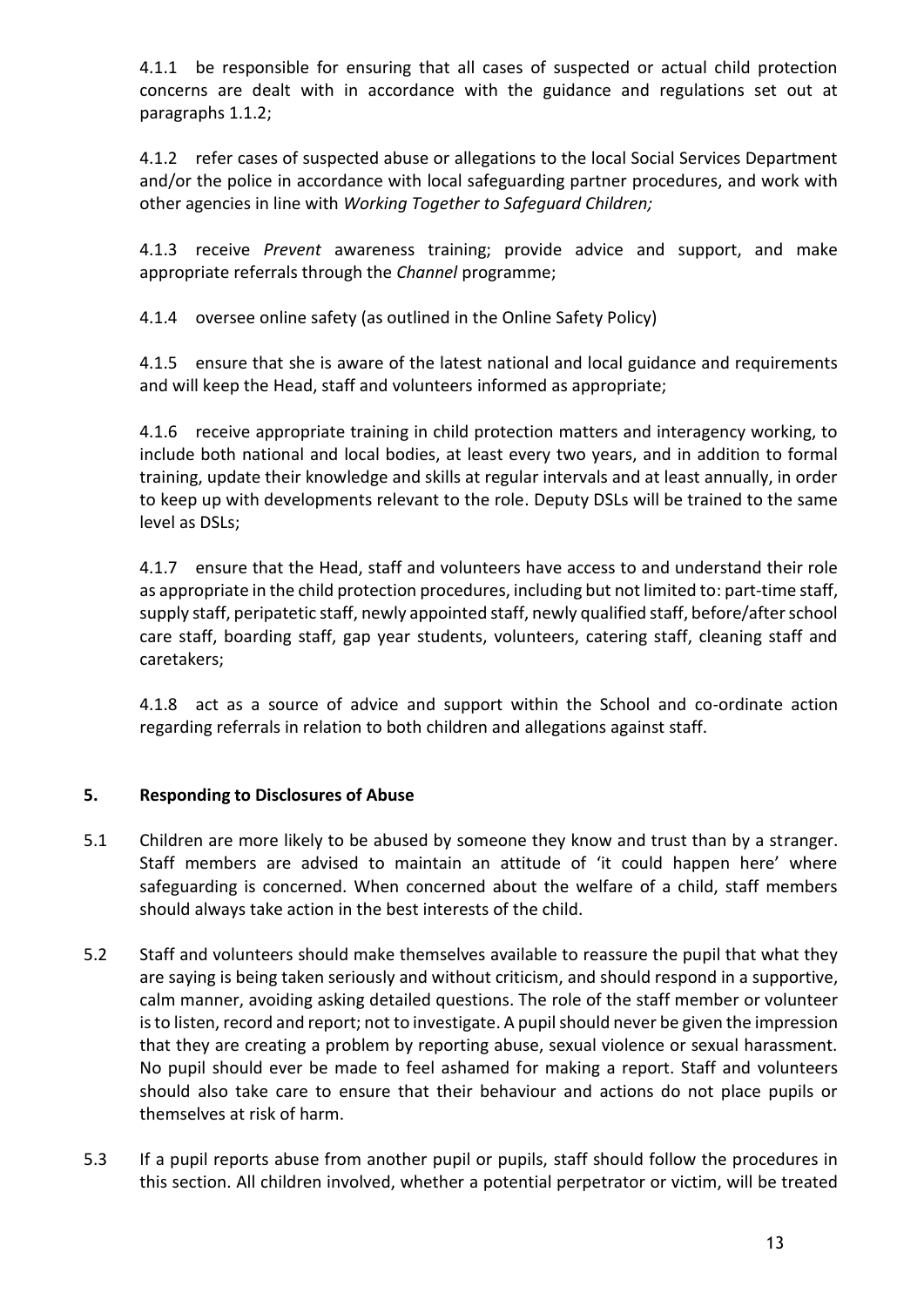4.1.1 be responsible for ensuring that all cases of suspected or actual child protection concerns are dealt with in accordance with the guidance and regulations set out at paragraphs 1.1.2;

4.1.2 refer cases of suspected abuse or allegations to the local Social Services Department and/or the police in accordance with local safeguarding partner procedures, and work with other agencies in line with *Working Together to Safeguard Children;*

4.1.3 receive *Prevent* awareness training; provide advice and support, and make appropriate referrals through the *Channel* programme;

4.1.4 oversee online safety (as outlined in the Online Safety Policy)

4.1.5 ensure that she is aware of the latest national and local guidance and requirements and will keep the Head, staff and volunteers informed as appropriate;

4.1.6 receive appropriate training in child protection matters and interagency working, to include both national and local bodies, at least every two years, and in addition to formal training, update their knowledge and skills at regular intervals and at least annually, in order to keep up with developments relevant to the role. Deputy DSLs will be trained to the same level as DSLs;

4.1.7 ensure that the Head, staff and volunteers have access to and understand their role as appropriate in the child protection procedures, including but not limited to: part-time staff, supply staff, peripatetic staff, newly appointed staff, newly qualified staff, before/after school care staff, boarding staff, gap year students, volunteers, catering staff, cleaning staff and caretakers;

4.1.8 act as a source of advice and support within the School and co-ordinate action regarding referrals in relation to both children and allegations against staff.

## 5. Responding to Disclosures of Abuse

5.1 Children are more likely to be abused by someone they know and trust than by a stranger. Staff members are advised to maintain an attitude of 'it could happen here' where safeguarding is concerned. When concerned about the welfare of a child, staff members should always take action in the best interests of the child.

5.2 Staff and volunteers should make themselves available to reassure the pupil that what they are saying is being taken seriously and without criticism, and should respond in a supportive, calm manner, avoiding asking detailed questions. The role of the staff member or volunteer is to listen, record and report; not to investigate. A pupil should never be given the impression that they are creating a problem by reporting abuse, sexual violence or sexual harassment. No pupil should ever be made to feel ashamed for making a report. Staff and volunteers should also take care to ensure that their behaviour and actions do not place pupils or themselves at risk of harm.

5.3 If a pupil reports abuse from another pupil or pupils, staff should follow the procedures in this section. All children involved, whether a potential perpetrator or victim, will be treated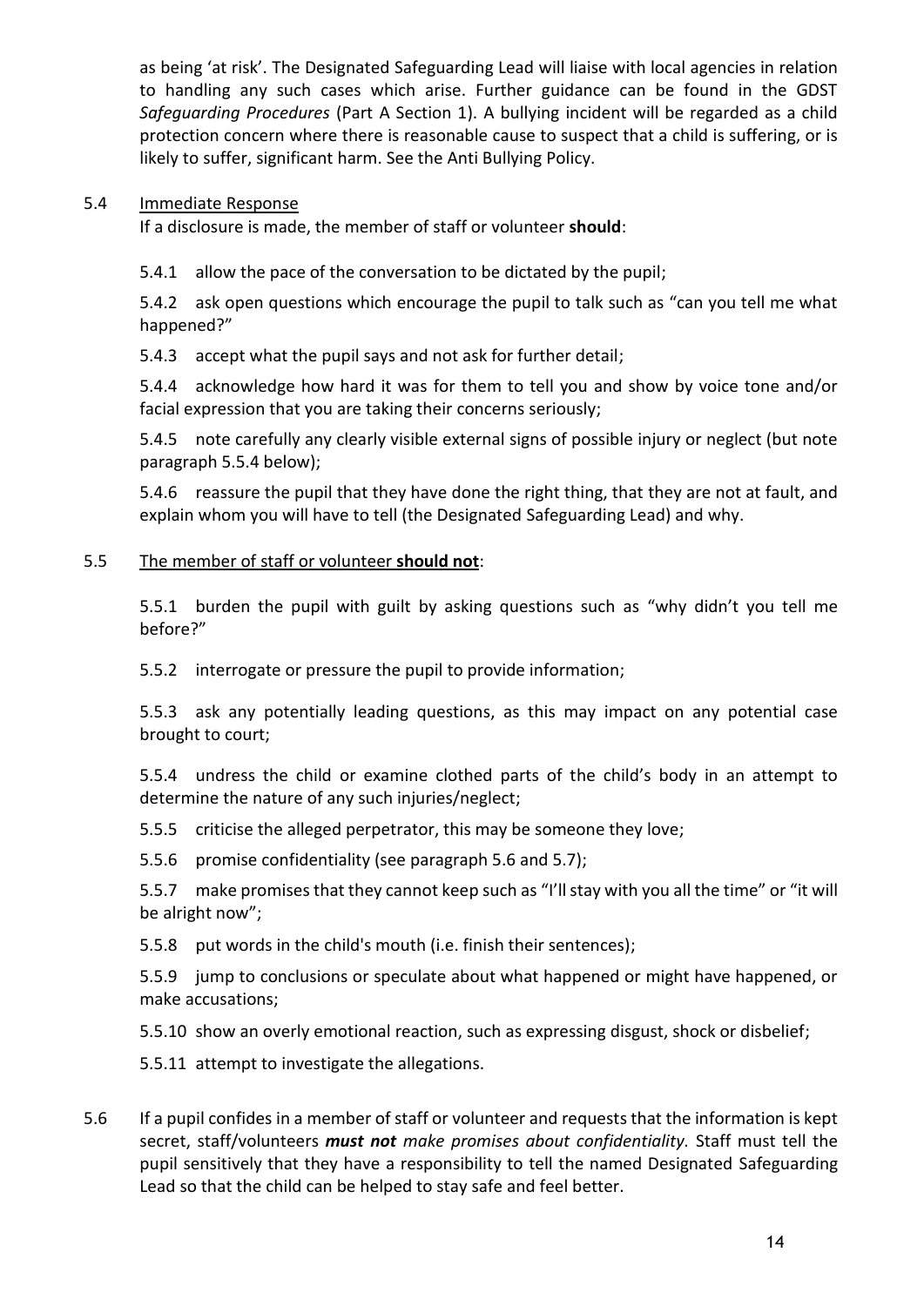as being 'at risk'. The Designated Safeguarding Lead will liaise with local agencies in relation to handling any such cases which arise. Further guidance can be found in the GDST *Safeguarding Procedures* (Part A Section 1). A bullying incident will be regarded as a child protection concern where there is reasonable cause to suspect that a child is suffering, or is likely to suffer, significant harm. See the Anti Bullying Policy.

5.4 Immediate Response

If a disclosure is made, the member of staff or volunteer **should**:

5.4.1 allow the pace of the conversation to be dictated by the pupil;

5.4.2 ask open questions which encourage the pupil to talk such as "can you tell me what happened?"

5.4.3 accept what the pupil says and not ask for further detail;

5.4.4 acknowledge how hard it was for them to tell you and show by voice tone and/or facial expression that you are taking their concerns seriously;

5.4.5 note carefully any clearly visible external signs of possible injury or neglect (but note paragraph 5.5.4 below);

5.4.6 reassure the pupil that they have done the right thing, that they are not at fault, and explain whom you will have to tell (the Designated Safeguarding Lead) and why.

5.5 The member of staff or volunteer **should not**:

5.5.1 burden the pupil with guilt by asking questions such as "why didn't you tell me before?"

5.5.2 interrogate or pressure the pupil to provide information;

5.5.3 ask any potentially leading questions, as this may impact on any potential case brought to court;

5.5.4 undress the child or examine clothed parts of the child's body in an attempt to determine the nature of any such injuries/neglect;

5.5.5 criticise the alleged perpetrator, this may be someone they love;

5.5.6 promise confidentiality (see paragraph 5.6 and 5.7);

5.5.7 make promises that they cannot keep such as "I'll stay with you all the time" or "it will be alright now";

5.5.8 put words in the child's mouth (i.e. finish their sentences);

5.5.9 jump to conclusions or speculate about what happened or might have happened, or make accusations;

5.5.10 show an overly emotional reaction, such as expressing disgust, shock or disbelief;

5.5.11 attempt to investigate the allegations.

5.6 If a pupil confides in a member of staff or volunteer and requests that the information is kept secret, staff/volunteers ***must not*** *make promises about confidentiality.* Staff must tell the pupil sensitively that they have a responsibility to tell the named Designated Safeguarding Lead so that the child can be helped to stay safe and feel better.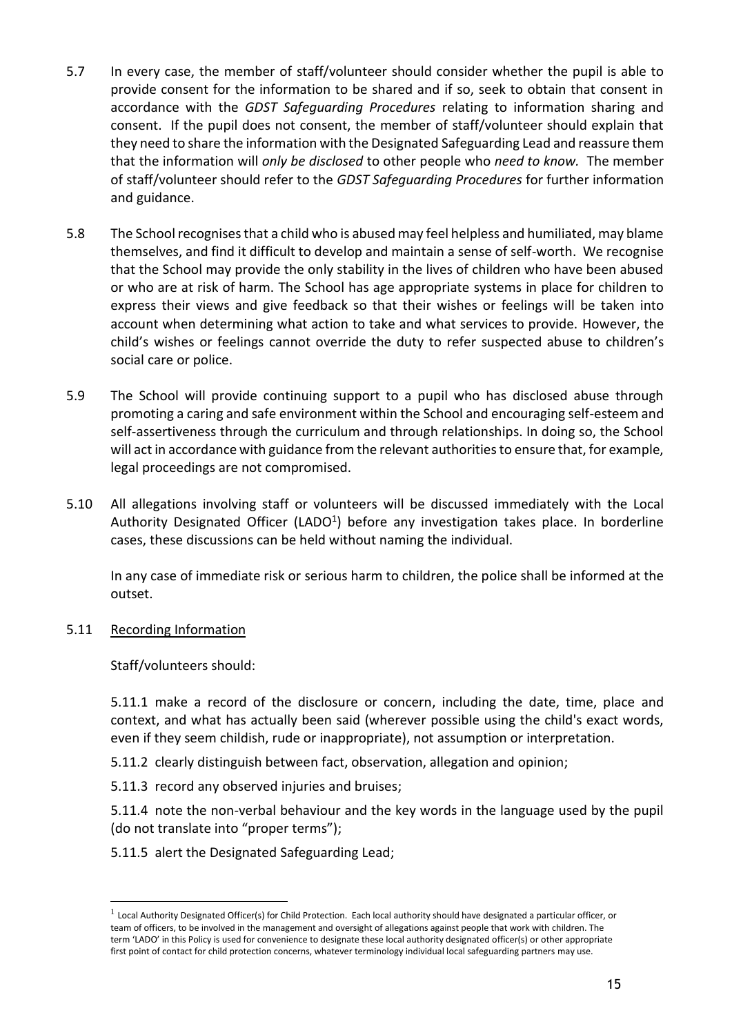5.7 In every case, the member of staff/volunteer should consider whether the pupil is able to provide consent for the information to be shared and if so, seek to obtain that consent in accordance with the *GDST Safeguarding Procedures* relating to information sharing and consent. If the pupil does not consent, the member of staff/volunteer should explain that they need to share the information with the Designated Safeguarding Lead and reassure them that the information will *only be disclosed* to other people who *need to know.* The member of staff/volunteer should refer to the *GDST Safeguarding Procedures* for further information and guidance.

5.8 The School recognises that a child who is abused may feel helpless and humiliated, may blame themselves, and find it difficult to develop and maintain a sense of self-worth. We recognise that the School may provide the only stability in the lives of children who have been abused or who are at risk of harm. The School has age appropriate systems in place for children to express their views and give feedback so that their wishes or feelings will be taken into account when determining what action to take and what services to provide. However, the child's wishes or feelings cannot override the duty to refer suspected abuse to children's social care or police.

5.9 The School will provide continuing support to a pupil who has disclosed abuse through promoting a caring and safe environment within the School and encouraging self-esteem and self-assertiveness through the curriculum and through relationships. In doing so, the School will act in accordance with guidance from the relevant authorities to ensure that, for example, legal proceedings are not compromised.

5.10 All allegations involving staff or volunteers will be discussed immediately with the Local Authority Designated Officer (LADO[1]) before any investigation takes place. In borderline cases, these discussions can be held without naming the individual.

In any case of immediate risk or serious harm to children, the police shall be informed at the outset.

5.11 <u>Recording Information</u>

Staff/volunteers should:

5.11.1 make a record of the disclosure or concern, including the date, time, place and context, and what has actually been said (wherever possible using the child's exact words, even if they seem childish, rude or inappropriate), not assumption or interpretation.

5.11.2 clearly distinguish between fact, observation, allegation and opinion;

5.11.3 record any observed injuries and bruises;

5.11.4 note the non-verbal behaviour and the key words in the language used by the pupil (do not translate into "proper terms");

5.11.5 alert the Designated Safeguarding Lead;

---

[1] Local Authority Designated Officer(s) for Child Protection. Each local authority should have designated a particular officer, or team of officers, to be involved in the management and oversight of allegations against people that work with children. The term 'LADO' in this Policy is used for convenience to designate these local authority designated officer(s) or other appropriate first point of contact for child protection concerns, whatever terminology individual local safeguarding partners may use.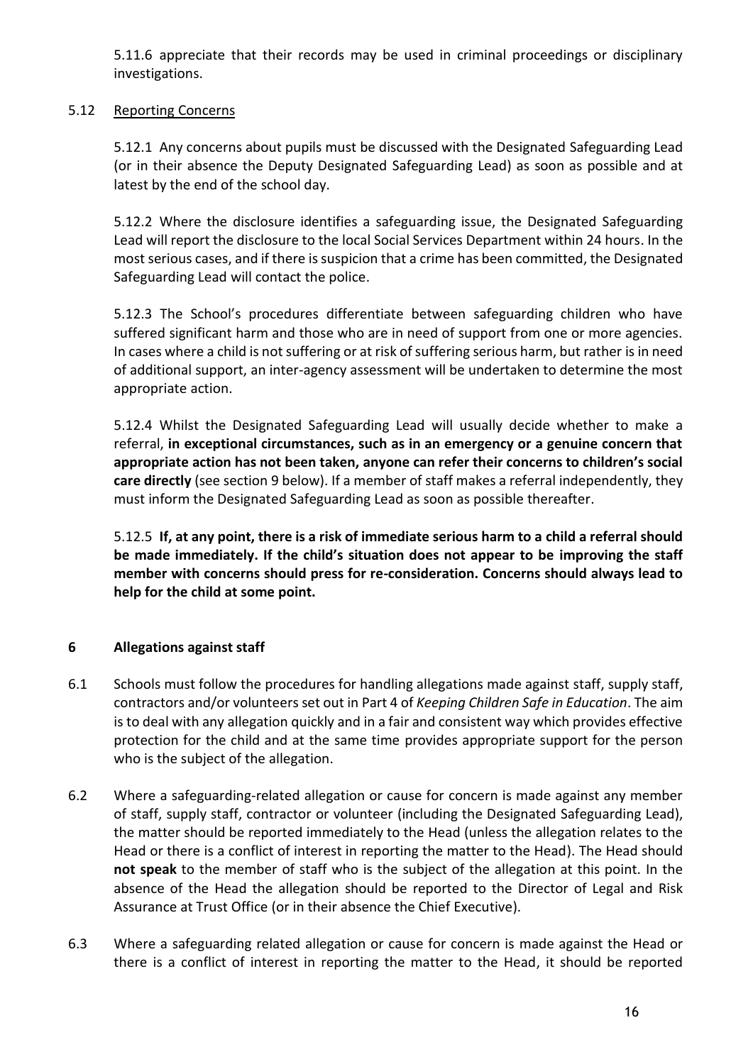5.11.6 appreciate that their records may be used in criminal proceedings or disciplinary investigations.

5.12 Reporting Concerns

5.12.1 Any concerns about pupils must be discussed with the Designated Safeguarding Lead (or in their absence the Deputy Designated Safeguarding Lead) as soon as possible and at latest by the end of the school day.

5.12.2 Where the disclosure identifies a safeguarding issue, the Designated Safeguarding Lead will report the disclosure to the local Social Services Department within 24 hours. In the most serious cases, and if there is suspicion that a crime has been committed, the Designated Safeguarding Lead will contact the police.

5.12.3 The School's procedures differentiate between safeguarding children who have suffered significant harm and those who are in need of support from one or more agencies. In cases where a child is not suffering or at risk of suffering serious harm, but rather is in need of additional support, an inter-agency assessment will be undertaken to determine the most appropriate action.

5.12.4 Whilst the Designated Safeguarding Lead will usually decide whether to make a referral, **in exceptional circumstances, such as in an emergency or a genuine concern that appropriate action has not been taken, anyone can refer their concerns to children's social care directly** (see section 9 below). If a member of staff makes a referral independently, they must inform the Designated Safeguarding Lead as soon as possible thereafter.

5.12.5 **If, at any point, there is a risk of immediate serious harm to a child a referral should be made immediately. If the child's situation does not appear to be improving the staff member with concerns should press for re-consideration. Concerns should always lead to help for the child at some point.**

## 6 Allegations against staff

6.1 Schools must follow the procedures for handling allegations made against staff, supply staff, contractors and/or volunteers set out in Part 4 of *Keeping Children Safe in Education*. The aim is to deal with any allegation quickly and in a fair and consistent way which provides effective protection for the child and at the same time provides appropriate support for the person who is the subject of the allegation.

6.2 Where a safeguarding-related allegation or cause for concern is made against any member of staff, supply staff, contractor or volunteer (including the Designated Safeguarding Lead), the matter should be reported immediately to the Head (unless the allegation relates to the Head or there is a conflict of interest in reporting the matter to the Head). The Head should **not speak** to the member of staff who is the subject of the allegation at this point. In the absence of the Head the allegation should be reported to the Director of Legal and Risk Assurance at Trust Office (or in their absence the Chief Executive).

6.3 Where a safeguarding related allegation or cause for concern is made against the Head or there is a conflict of interest in reporting the matter to the Head, it should be reported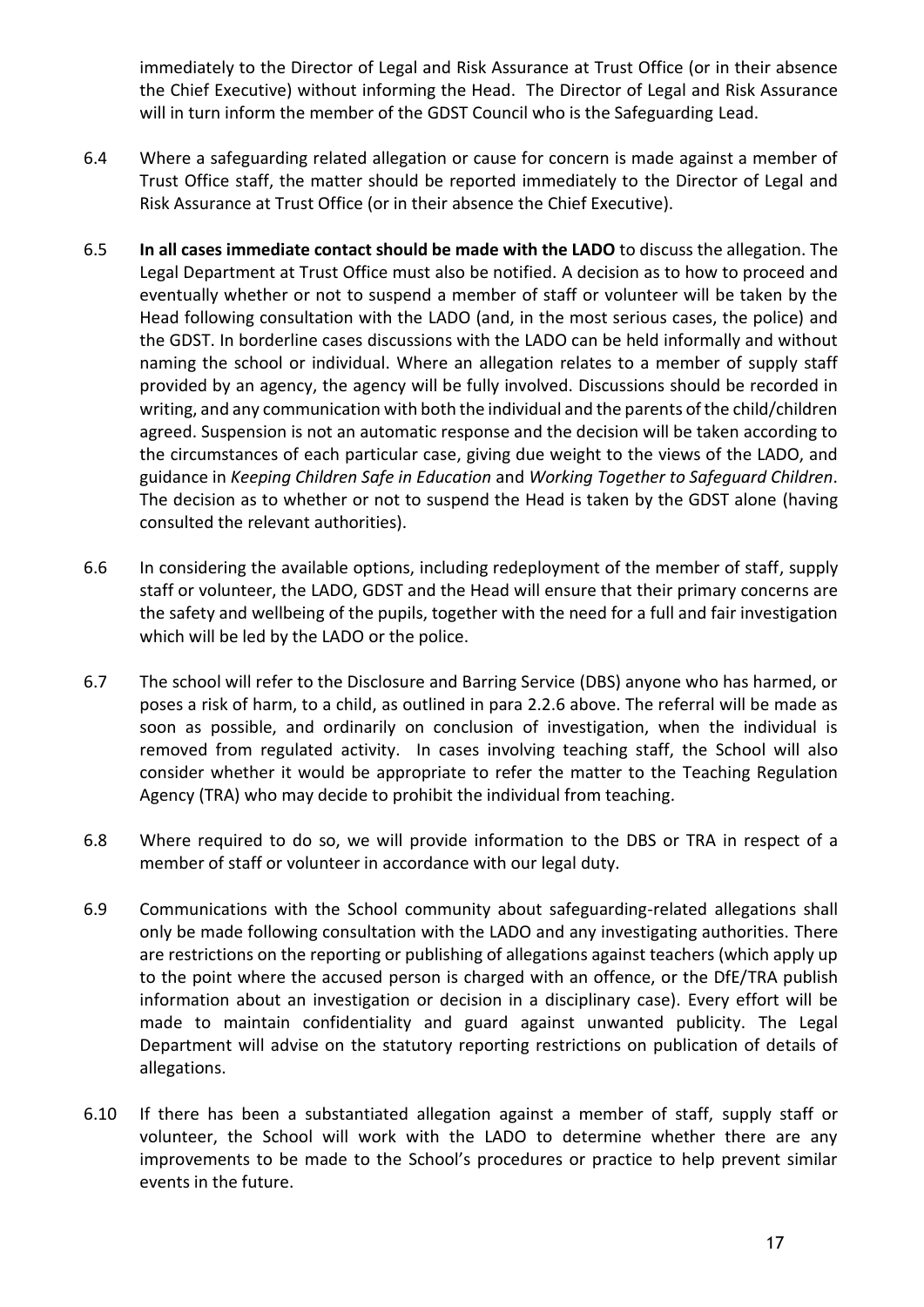immediately to the Director of Legal and Risk Assurance at Trust Office (or in their absence the Chief Executive) without informing the Head. The Director of Legal and Risk Assurance will in turn inform the member of the GDST Council who is the Safeguarding Lead.

6.4 Where a safeguarding related allegation or cause for concern is made against a member of Trust Office staff, the matter should be reported immediately to the Director of Legal and Risk Assurance at Trust Office (or in their absence the Chief Executive).

6.5 **In all cases immediate contact should be made with the LADO** to discuss the allegation. The Legal Department at Trust Office must also be notified. A decision as to how to proceed and eventually whether or not to suspend a member of staff or volunteer will be taken by the Head following consultation with the LADO (and, in the most serious cases, the police) and the GDST. In borderline cases discussions with the LADO can be held informally and without naming the school or individual. Where an allegation relates to a member of supply staff provided by an agency, the agency will be fully involved. Discussions should be recorded in writing, and any communication with both the individual and the parents of the child/children agreed. Suspension is not an automatic response and the decision will be taken according to the circumstances of each particular case, giving due weight to the views of the LADO, and guidance in *Keeping Children Safe in Education* and *Working Together to Safeguard Children*. The decision as to whether or not to suspend the Head is taken by the GDST alone (having consulted the relevant authorities).

6.6 In considering the available options, including redeployment of the member of staff, supply staff or volunteer, the LADO, GDST and the Head will ensure that their primary concerns are the safety and wellbeing of the pupils, together with the need for a full and fair investigation which will be led by the LADO or the police.

6.7 The school will refer to the Disclosure and Barring Service (DBS) anyone who has harmed, or poses a risk of harm, to a child, as outlined in para 2.2.6 above. The referral will be made as soon as possible, and ordinarily on conclusion of investigation, when the individual is removed from regulated activity. In cases involving teaching staff, the School will also consider whether it would be appropriate to refer the matter to the Teaching Regulation Agency (TRA) who may decide to prohibit the individual from teaching.

6.8 Where required to do so, we will provide information to the DBS or TRA in respect of a member of staff or volunteer in accordance with our legal duty.

6.9 Communications with the School community about safeguarding-related allegations shall only be made following consultation with the LADO and any investigating authorities. There are restrictions on the reporting or publishing of allegations against teachers (which apply up to the point where the accused person is charged with an offence, or the DfE/TRA publish information about an investigation or decision in a disciplinary case). Every effort will be made to maintain confidentiality and guard against unwanted publicity. The Legal Department will advise on the statutory reporting restrictions on publication of details of allegations.

6.10 If there has been a substantiated allegation against a member of staff, supply staff or volunteer, the School will work with the LADO to determine whether there are any improvements to be made to the School's procedures or practice to help prevent similar events in the future.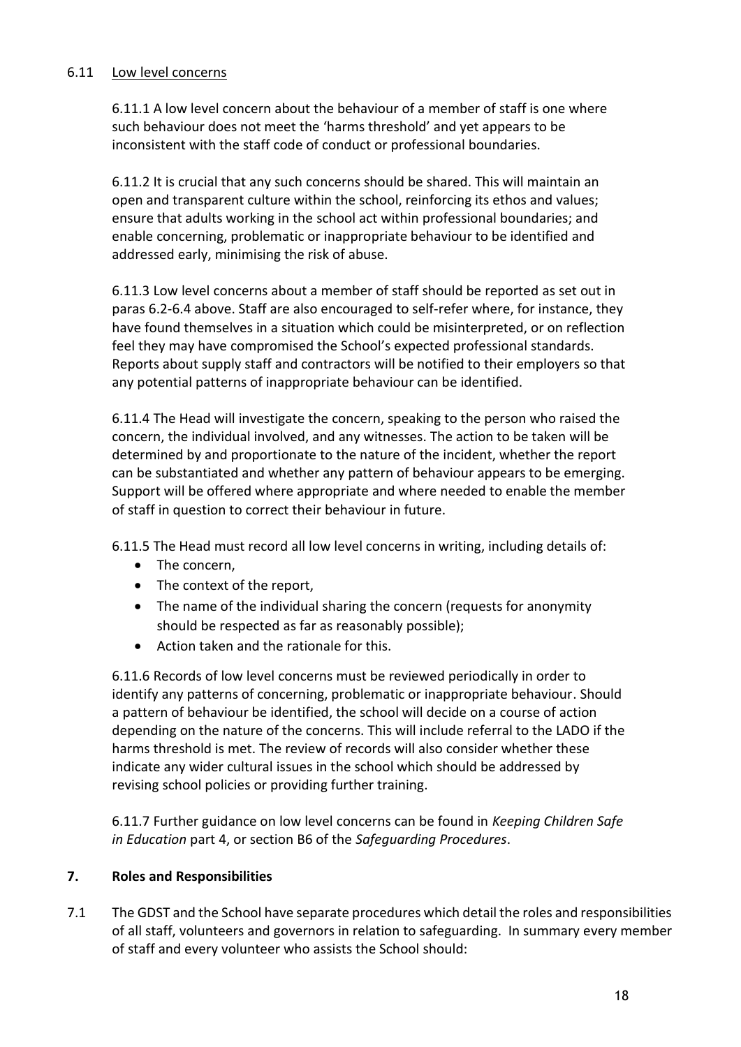### 6.11 Low level concerns

6.11.1 A low level concern about the behaviour of a member of staff is one where such behaviour does not meet the 'harms threshold' and yet appears to be inconsistent with the staff code of conduct or professional boundaries.

6.11.2 It is crucial that any such concerns should be shared. This will maintain an open and transparent culture within the school, reinforcing its ethos and values; ensure that adults working in the school act within professional boundaries; and enable concerning, problematic or inappropriate behaviour to be identified and addressed early, minimising the risk of abuse.

6.11.3 Low level concerns about a member of staff should be reported as set out in paras 6.2-6.4 above. Staff are also encouraged to self-refer where, for instance, they have found themselves in a situation which could be misinterpreted, or on reflection feel they may have compromised the School's expected professional standards. Reports about supply staff and contractors will be notified to their employers so that any potential patterns of inappropriate behaviour can be identified.

6.11.4 The Head will investigate the concern, speaking to the person who raised the concern, the individual involved, and any witnesses. The action to be taken will be determined by and proportionate to the nature of the incident, whether the report can be substantiated and whether any pattern of behaviour appears to be emerging. Support will be offered where appropriate and where needed to enable the member of staff in question to correct their behaviour in future.

6.11.5 The Head must record all low level concerns in writing, including details of:

- The concern,
- The context of the report,
- The name of the individual sharing the concern (requests for anonymity should be respected as far as reasonably possible);
- Action taken and the rationale for this.

6.11.6 Records of low level concerns must be reviewed periodically in order to identify any patterns of concerning, problematic or inappropriate behaviour. Should a pattern of behaviour be identified, the school will decide on a course of action depending on the nature of the concerns. This will include referral to the LADO if the harms threshold is met. The review of records will also consider whether these indicate any wider cultural issues in the school which should be addressed by revising school policies or providing further training.

6.11.7 Further guidance on low level concerns can be found in *Keeping Children Safe in Education* part 4, or section B6 of the *Safeguarding Procedures*.

## 7. Roles and Responsibilities

7.1 The GDST and the School have separate procedures which detail the roles and responsibilities of all staff, volunteers and governors in relation to safeguarding. In summary every member of staff and every volunteer who assists the School should: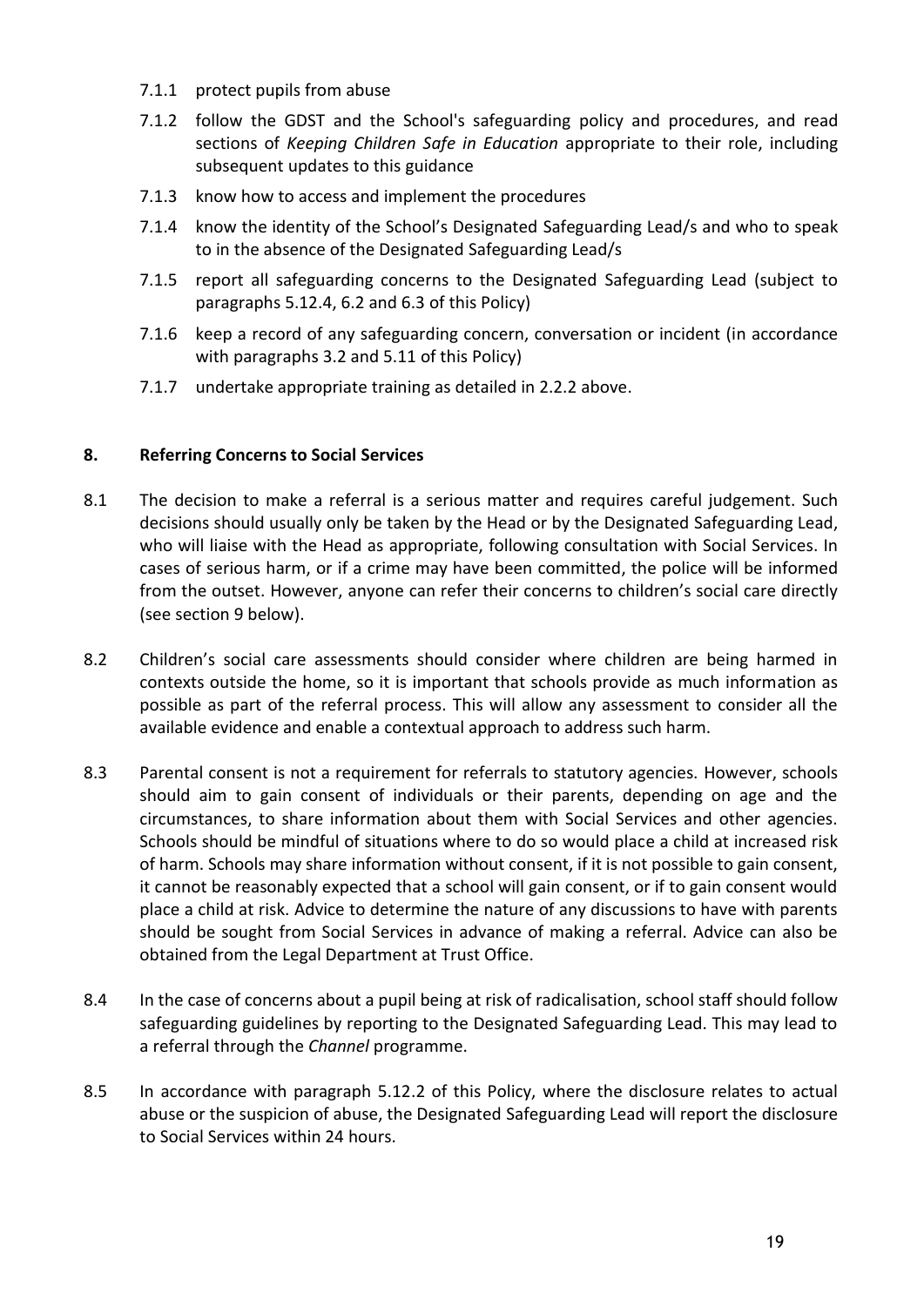7.1.1 protect pupils from abuse

7.1.2 follow the GDST and the School's safeguarding policy and procedures, and read sections of *Keeping Children Safe in Education* appropriate to their role, including subsequent updates to this guidance

7.1.3 know how to access and implement the procedures

7.1.4 know the identity of the School's Designated Safeguarding Lead/s and who to speak to in the absence of the Designated Safeguarding Lead/s

7.1.5 report all safeguarding concerns to the Designated Safeguarding Lead (subject to paragraphs 5.12.4, 6.2 and 6.3 of this Policy)

7.1.6 keep a record of any safeguarding concern, conversation or incident (in accordance with paragraphs 3.2 and 5.11 of this Policy)

7.1.7 undertake appropriate training as detailed in 2.2.2 above.

## 8. Referring Concerns to Social Services

8.1 The decision to make a referral is a serious matter and requires careful judgement. Such decisions should usually only be taken by the Head or by the Designated Safeguarding Lead, who will liaise with the Head as appropriate, following consultation with Social Services. In cases of serious harm, or if a crime may have been committed, the police will be informed from the outset. However, anyone can refer their concerns to children's social care directly (see section 9 below).

8.2 Children's social care assessments should consider where children are being harmed in contexts outside the home, so it is important that schools provide as much information as possible as part of the referral process. This will allow any assessment to consider all the available evidence and enable a contextual approach to address such harm.

8.3 Parental consent is not a requirement for referrals to statutory agencies. However, schools should aim to gain consent of individuals or their parents, depending on age and the circumstances, to share information about them with Social Services and other agencies. Schools should be mindful of situations where to do so would place a child at increased risk of harm. Schools may share information without consent, if it is not possible to gain consent, it cannot be reasonably expected that a school will gain consent, or if to gain consent would place a child at risk. Advice to determine the nature of any discussions to have with parents should be sought from Social Services in advance of making a referral. Advice can also be obtained from the Legal Department at Trust Office.

8.4 In the case of concerns about a pupil being at risk of radicalisation, school staff should follow safeguarding guidelines by reporting to the Designated Safeguarding Lead. This may lead to a referral through the *Channel* programme.

8.5 In accordance with paragraph 5.12.2 of this Policy, where the disclosure relates to actual abuse or the suspicion of abuse, the Designated Safeguarding Lead will report the disclosure to Social Services within 24 hours.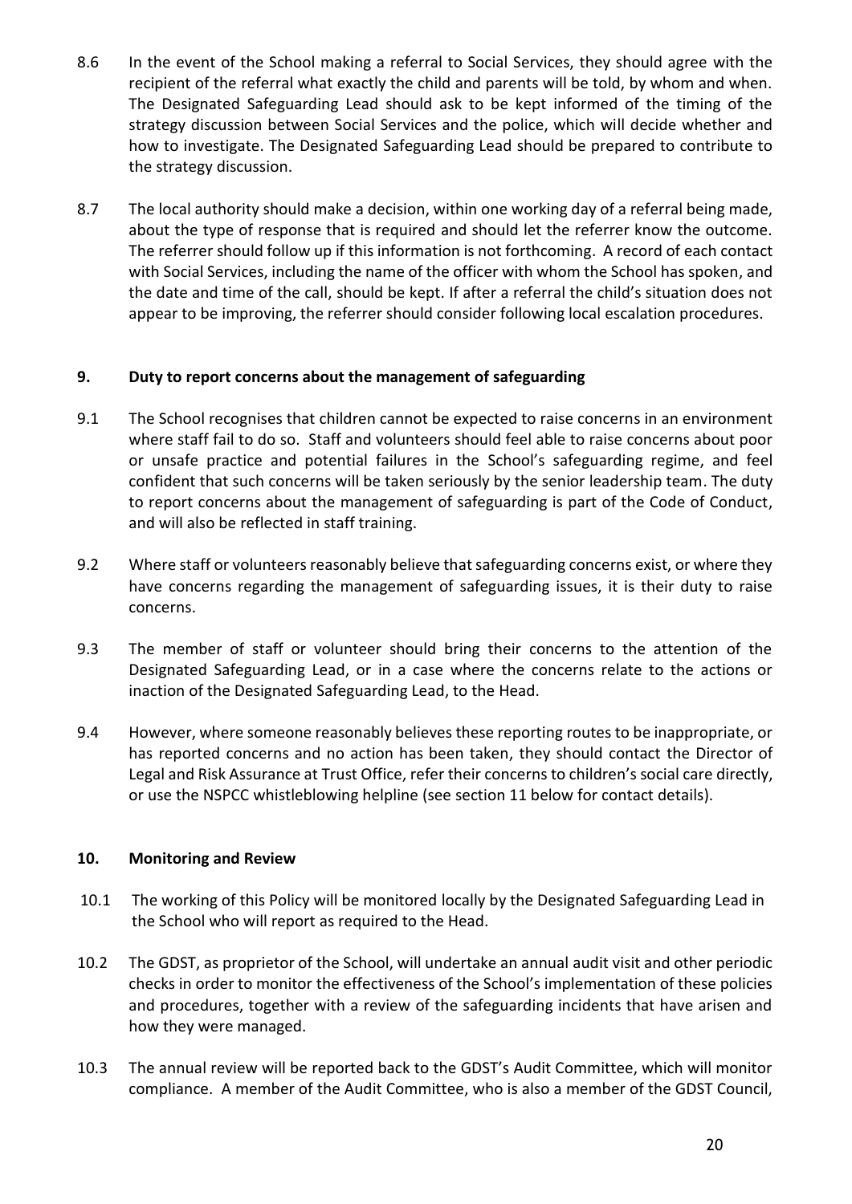8.6 In the event of the School making a referral to Social Services, they should agree with the recipient of the referral what exactly the child and parents will be told, by whom and when. The Designated Safeguarding Lead should ask to be kept informed of the timing of the strategy discussion between Social Services and the police, which will decide whether and how to investigate. The Designated Safeguarding Lead should be prepared to contribute to the strategy discussion.

8.7 The local authority should make a decision, within one working day of a referral being made, about the type of response that is required and should let the referrer know the outcome. The referrer should follow up if this information is not forthcoming. A record of each contact with Social Services, including the name of the officer with whom the School has spoken, and the date and time of the call, should be kept. If after a referral the child's situation does not appear to be improving, the referrer should consider following local escalation procedures.

## 9. Duty to report concerns about the management of safeguarding

9.1 The School recognises that children cannot be expected to raise concerns in an environment where staff fail to do so. Staff and volunteers should feel able to raise concerns about poor or unsafe practice and potential failures in the School's safeguarding regime, and feel confident that such concerns will be taken seriously by the senior leadership team. The duty to report concerns about the management of safeguarding is part of the Code of Conduct, and will also be reflected in staff training.

9.2 Where staff or volunteers reasonably believe that safeguarding concerns exist, or where they have concerns regarding the management of safeguarding issues, it is their duty to raise concerns.

9.3 The member of staff or volunteer should bring their concerns to the attention of the Designated Safeguarding Lead, or in a case where the concerns relate to the actions or inaction of the Designated Safeguarding Lead, to the Head.

9.4 However, where someone reasonably believes these reporting routes to be inappropriate, or has reported concerns and no action has been taken, they should contact the Director of Legal and Risk Assurance at Trust Office, refer their concerns to children's social care directly, or use the NSPCC whistleblowing helpline (see section 11 below for contact details).

## 10. Monitoring and Review

10.1 The working of this Policy will be monitored locally by the Designated Safeguarding Lead in the School who will report as required to the Head.

10.2 The GDST, as proprietor of the School, will undertake an annual audit visit and other periodic checks in order to monitor the effectiveness of the School's implementation of these policies and procedures, together with a review of the safeguarding incidents that have arisen and how they were managed.

10.3 The annual review will be reported back to the GDST's Audit Committee, which will monitor compliance. A member of the Audit Committee, who is also a member of the GDST Council,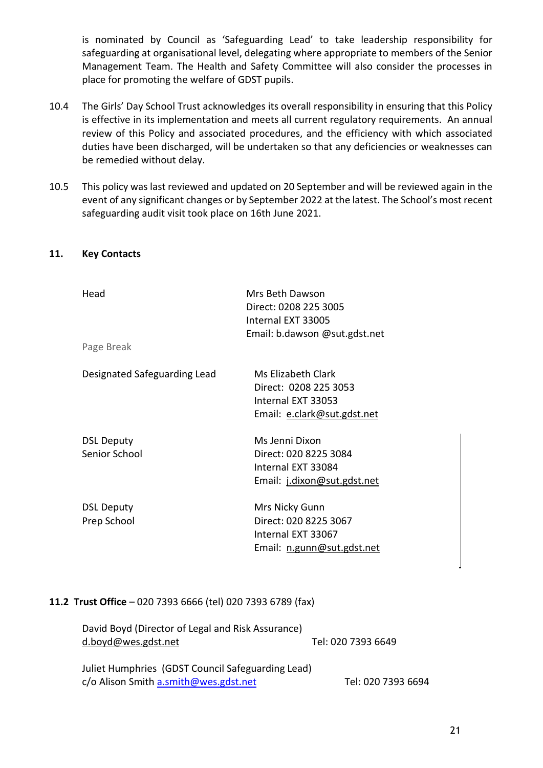is nominated by Council as 'Safeguarding Lead' to take leadership responsibility for safeguarding at organisational level, delegating where appropriate to members of the Senior Management Team. The Health and Safety Committee will also consider the processes in place for promoting the welfare of GDST pupils.

10.4 The Girls' Day School Trust acknowledges its overall responsibility in ensuring that this Policy is effective in its implementation and meets all current regulatory requirements. An annual review of this Policy and associated procedures, and the efficiency with which associated duties have been discharged, will be undertaken so that any deficiencies or weaknesses can be remedied without delay.

10.5 This policy was last reviewed and updated on 20 September and will be reviewed again in the event of any significant changes or by September 2022 at the latest. The School's most recent safeguarding audit visit took place on 16th June 2021.

## 11. Key Contacts

| | |
|---|---|
| Head | Mrs Beth Dawson<br>Direct: 0208 225 3005<br>Internal EXT 33005<br>Email: b.dawson @sut.gdst.net |

Page Break

| | |
|---|---|
| Designated Safeguarding Lead | Ms Elizabeth Clark<br>Direct: 0208 225 3053<br>Internal EXT 33053<br>Email: e.clark@sut.gdst.net |
| DSL Deputy<br>Senior School | Ms Jenni Dixon<br>Direct: 020 8225 3084<br>Internal EXT 33084<br>Email: j.dixon@sut.gdst.net |
| DSL Deputy<br>Prep School | Mrs Nicky Gunn<br>Direct: 020 8225 3067<br>Internal EXT 33067<br>Email: n.gunn@sut.gdst.net |

**11.2 Trust Office** – 020 7393 6666 (tel) 020 7393 6789 (fax)

David Boyd (Director of Legal and Risk Assurance)
d.boyd@wes.gdst.net Tel: 020 7393 6649

Juliet Humphries (GDST Council Safeguarding Lead)
c/o Alison Smith a.smith@wes.gdst.net Tel: 020 7393 6694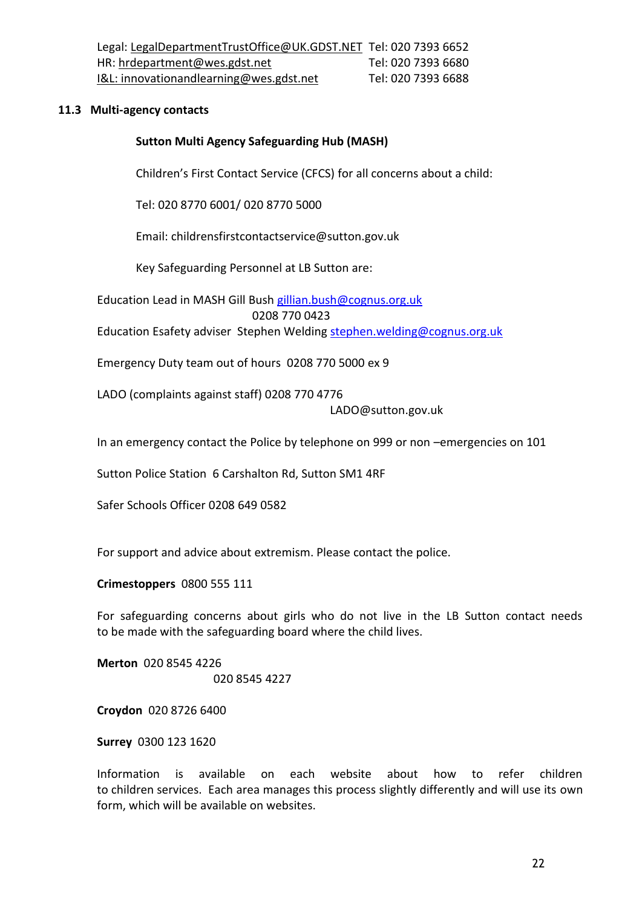Legal: LegalDepartmentTrustOffice@UK.GDST.NET Tel: 020 7393 6652
HR: hrdepartment@wes.gdst.net Tel: 020 7393 6680
I&L: innovationandlearning@wes.gdst.net Tel: 020 7393 6688

**11.3 Multi-agency contacts**

**Sutton Multi Agency Safeguarding Hub (MASH)**

Children's First Contact Service (CFCS) for all concerns about a child:

Tel: 020 8770 6001/ 020 8770 5000

Email: childrensfirstcontactservice@sutton.gov.uk

Key Safeguarding Personnel at LB Sutton are:

Education Lead in MASH Gill Bush gillian.bush@cognus.org.uk
0208 770 0423

Education Esafety adviser Stephen Welding stephen.welding@cognus.org.uk

Emergency Duty team out of hours 0208 770 5000 ex 9

LADO (complaints against staff) 0208 770 4776
LADO@sutton.gov.uk

In an emergency contact the Police by telephone on 999 or non –emergencies on 101

Sutton Police Station 6 Carshalton Rd, Sutton SM1 4RF

Safer Schools Officer 0208 649 0582

For support and advice about extremism. Please contact the police.

**Crimestoppers** 0800 555 111

For safeguarding concerns about girls who do not live in the LB Sutton contact needs to be made with the safeguarding board where the child lives.

**Merton** 020 8545 4226
020 8545 4227

**Croydon** 020 8726 6400

**Surrey** 0300 123 1620

Information is available on each website about how to refer children to children services. Each area manages this process slightly differently and will use its own form, which will be available on websites.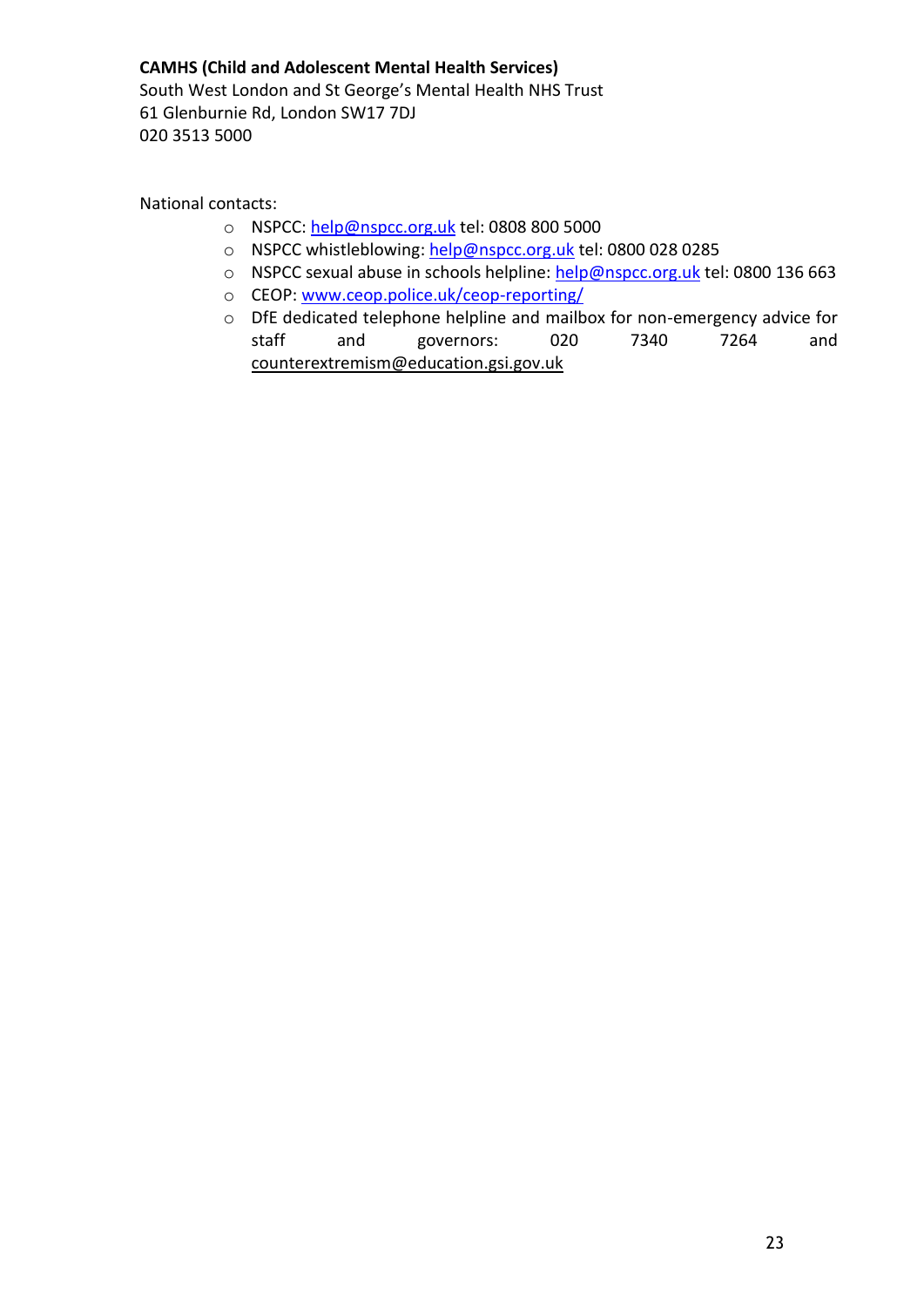**CAMHS (Child and Adolescent Mental Health Services)**
South West London and St George's Mental Health NHS Trust
61 Glenburnie Rd, London SW17 7DJ
020 3513 5000

National contacts:

- NSPCC: help@nspcc.org.uk tel: 0808 800 5000
- NSPCC whistleblowing: help@nspcc.org.uk tel: 0800 028 0285
- NSPCC sexual abuse in schools helpline: help@nspcc.org.uk tel: 0800 136 663
- CEOP: www.ceop.police.uk/ceop-reporting/
- DfE dedicated telephone helpline and mailbox for non-emergency advice for staff and governors: 020 7340 7264 and counterextremism@education.gsi.gov.uk